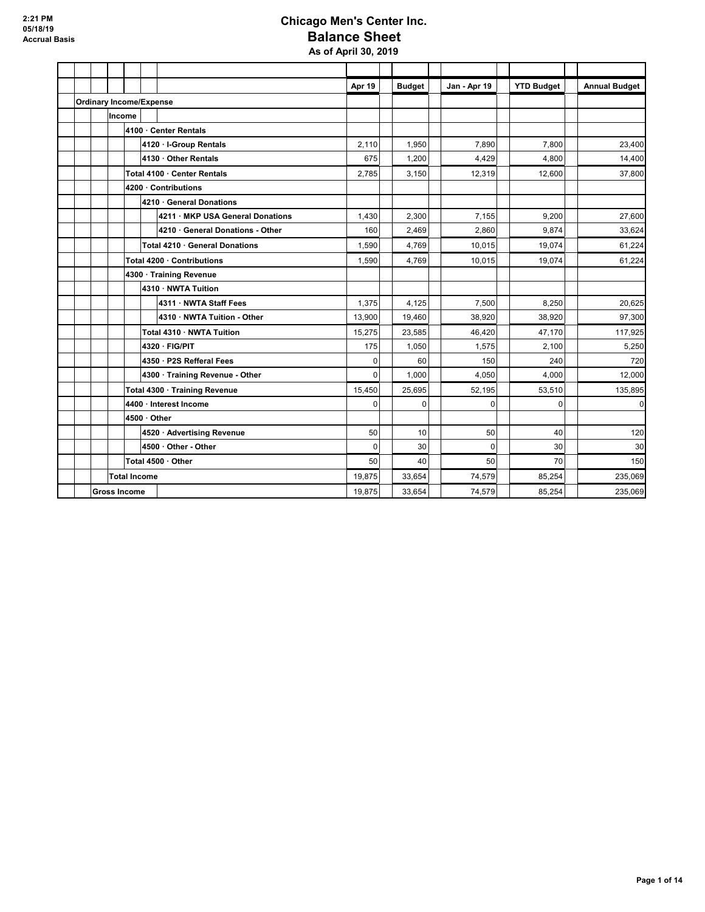2:21 PM
05/18/19
Accrual Basis

# Chicago Men's Center Inc.
## Balance Sheet
### As of April 30, 2019

| | Apr 19 | Budget | Jan - Apr 19 | YTD Budget | Annual Budget |
|---|---|---|---|---|---|
| **Ordinary Income/Expense** | | | | | |
| **Income** | | | | | |
| **4100 · Center Rentals** | | | | | |
| **4120 · I-Group Rentals** | 2,110 | 1,950 | 7,890 | 7,800 | 23,400 |
| **4130 · Other Rentals** | 675 | 1,200 | 4,429 | 4,800 | 14,400 |
| **Total 4100 · Center Rentals** | 2,785 | 3,150 | 12,319 | 12,600 | 37,800 |
| **4200 · Contributions** | | | | | |
| **4210 · General Donations** | | | | | |
| **4211 · MKP USA General Donations** | 1,430 | 2,300 | 7,155 | 9,200 | 27,600 |
| **4210 · General Donations - Other** | 160 | 2,469 | 2,860 | 9,874 | 33,624 |
| **Total 4210 · General Donations** | 1,590 | 4,769 | 10,015 | 19,074 | 61,224 |
| **Total 4200 · Contributions** | 1,590 | 4,769 | 10,015 | 19,074 | 61,224 |
| **4300 · Training Revenue** | | | | | |
| **4310 · NWTA Tuition** | | | | | |
| **4311 · NWTA Staff Fees** | 1,375 | 4,125 | 7,500 | 8,250 | 20,625 |
| **4310 · NWTA Tuition - Other** | 13,900 | 19,460 | 38,920 | 38,920 | 97,300 |
| **Total 4310 · NWTA Tuition** | 15,275 | 23,585 | 46,420 | 47,170 | 117,925 |
| **4320 · FIG/PIT** | 175 | 1,050 | 1,575 | 2,100 | 5,250 |
| **4350 · P2S Refferal Fees** | 0 | 60 | 150 | 240 | 720 |
| **4300 · Training Revenue - Other** | 0 | 1,000 | 4,050 | 4,000 | 12,000 |
| **Total 4300 · Training Revenue** | 15,450 | 25,695 | 52,195 | 53,510 | 135,895 |
| **4400 · Interest Income** | 0 | 0 | 0 | 0 | 0 |
| **4500 · Other** | | | | | |
| **4520 · Advertising Revenue** | 50 | 10 | 50 | 40 | 120 |
| **4500 · Other - Other** | 0 | 30 | 0 | 30 | 30 |
| **Total 4500 · Other** | 50 | 40 | 50 | 70 | 150 |
| **Total Income** | 19,875 | 33,654 | 74,579 | 85,254 | 235,069 |
| **Gross Income** | 19,875 | 33,654 | 74,579 | 85,254 | 235,069 |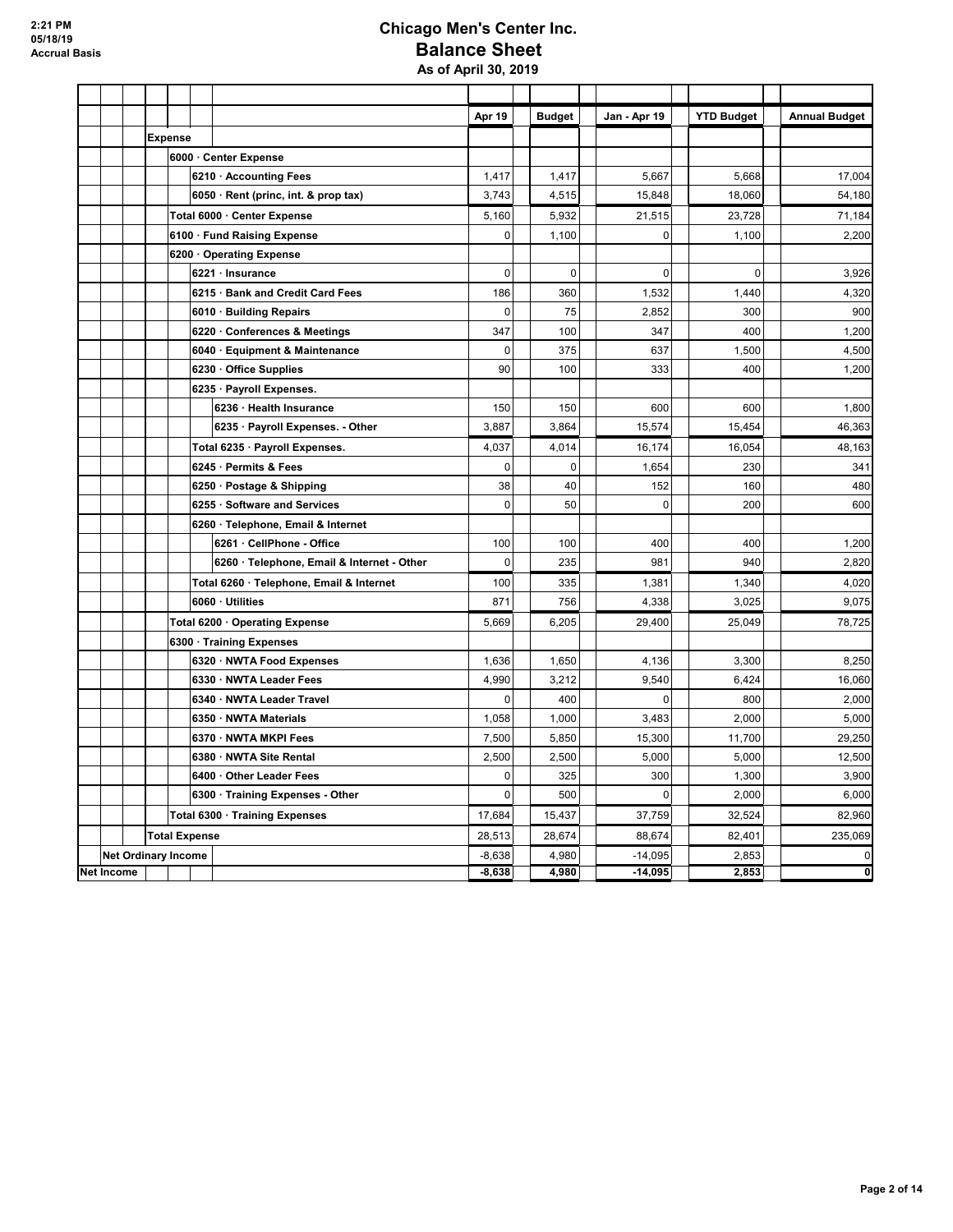# Chicago Men's Center Inc.
## Balance Sheet
### As of April 30, 2019

2:21 PM
05/18/19
Accrual Basis

| | Apr 19 | Budget | Jan - Apr 19 | YTD Budget | Annual Budget |
|---|---|---|---|---|---|
| **Expense** | | | | | |
| **6000 · Center Expense** | | | | | |
| **6210 · Accounting Fees** | 1,417 | 1,417 | 5,667 | 5,668 | 17,004 |
| **6050 · Rent (princ, int. & prop tax)** | 3,743 | 4,515 | 15,848 | 18,060 | 54,180 |
| **Total 6000 · Center Expense** | 5,160 | 5,932 | 21,515 | 23,728 | 71,184 |
| **6100 · Fund Raising Expense** | 0 | 1,100 | 0 | 1,100 | 2,200 |
| **6200 · Operating Expense** | | | | | |
| **6221 · Insurance** | 0 | 0 | 0 | 0 | 3,926 |
| **6215 · Bank and Credit Card Fees** | 186 | 360 | 1,532 | 1,440 | 4,320 |
| **6010 · Building Repairs** | 0 | 75 | 2,852 | 300 | 900 |
| **6220 · Conferences & Meetings** | 347 | 100 | 347 | 400 | 1,200 |
| **6040 · Equipment & Maintenance** | 0 | 375 | 637 | 1,500 | 4,500 |
| **6230 · Office Supplies** | 90 | 100 | 333 | 400 | 1,200 |
| **6235 · Payroll Expenses.** | | | | | |
| **6236 · Health Insurance** | 150 | 150 | 600 | 600 | 1,800 |
| **6235 · Payroll Expenses. - Other** | 3,887 | 3,864 | 15,574 | 15,454 | 46,363 |
| **Total 6235 · Payroll Expenses.** | 4,037 | 4,014 | 16,174 | 16,054 | 48,163 |
| **6245 · Permits & Fees** | 0 | 0 | 1,654 | 230 | 341 |
| **6250 · Postage & Shipping** | 38 | 40 | 152 | 160 | 480 |
| **6255 · Software and Services** | 0 | 50 | 0 | 200 | 600 |
| **6260 · Telephone, Email & Internet** | | | | | |
| **6261 · CellPhone - Office** | 100 | 100 | 400 | 400 | 1,200 |
| **6260 · Telephone, Email & Internet - Other** | 0 | 235 | 981 | 940 | 2,820 |
| **Total 6260 · Telephone, Email & Internet** | 100 | 335 | 1,381 | 1,340 | 4,020 |
| **6060 · Utilities** | 871 | 756 | 4,338 | 3,025 | 9,075 |
| **Total 6200 · Operating Expense** | 5,669 | 6,205 | 29,400 | 25,049 | 78,725 |
| **6300 · Training Expenses** | | | | | |
| **6320 · NWTA Food Expenses** | 1,636 | 1,650 | 4,136 | 3,300 | 8,250 |
| **6330 · NWTA Leader Fees** | 4,990 | 3,212 | 9,540 | 6,424 | 16,060 |
| **6340 · NWTA Leader Travel** | 0 | 400 | 0 | 800 | 2,000 |
| **6350 · NWTA Materials** | 1,058 | 1,000 | 3,483 | 2,000 | 5,000 |
| **6370 · NWTA MKPI Fees** | 7,500 | 5,850 | 15,300 | 11,700 | 29,250 |
| **6380 · NWTA Site Rental** | 2,500 | 2,500 | 5,000 | 5,000 | 12,500 |
| **6400 · Other Leader Fees** | 0 | 325 | 300 | 1,300 | 3,900 |
| **6300 · Training Expenses - Other** | 0 | 500 | 0 | 2,000 | 6,000 |
| **Total 6300 · Training Expenses** | 17,684 | 15,437 | 37,759 | 32,524 | 82,960 |
| **Total Expense** | 28,513 | 28,674 | 88,674 | 82,401 | 235,069 |
| **Net Ordinary Income** | -8,638 | 4,980 | -14,095 | 2,853 | 0 |
| **Net Income** | **-8,638** | **4,980** | **-14,095** | **2,853** | **0** |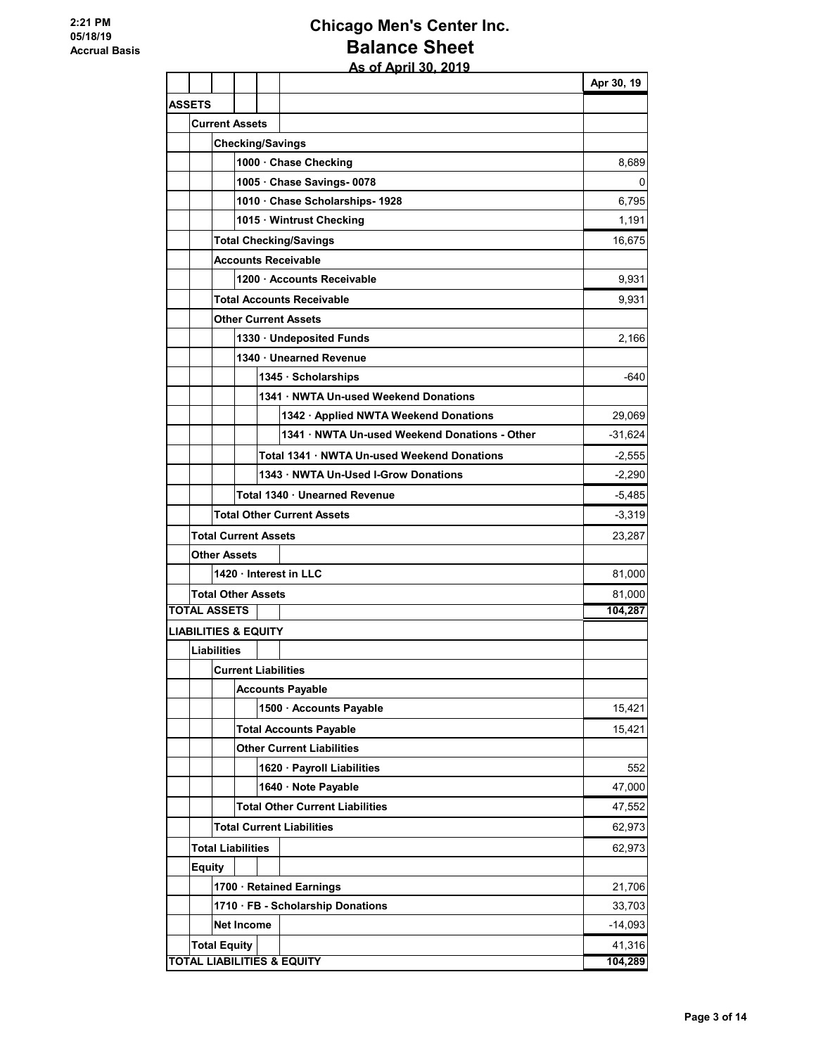2:21 PM
05/18/19
Accrual Basis

# Chicago Men's Center Inc.
## Balance Sheet
### As of April 30, 2019

| | Apr 30, 19 |
|---|---|
| **ASSETS** | |
| **Current Assets** | |
| **Checking/Savings** | |
| **1000 · Chase Checking** | 8,689 |
| **1005 · Chase Savings- 0078** | 0 |
| **1010 · Chase Scholarships- 1928** | 6,795 |
| **1015 · Wintrust Checking** | 1,191 |
| **Total Checking/Savings** | 16,675 |
| **Accounts Receivable** | |
| **1200 · Accounts Receivable** | 9,931 |
| **Total Accounts Receivable** | 9,931 |
| **Other Current Assets** | |
| **1330 · Undeposited Funds** | 2,166 |
| **1340 · Unearned Revenue** | |
| **1345 · Scholarships** | -640 |
| **1341 · NWTA Un-used Weekend Donations** | |
| **1342 · Applied NWTA Weekend Donations** | 29,069 |
| **1341 · NWTA Un-used Weekend Donations - Other** | -31,624 |
| **Total 1341 · NWTA Un-used Weekend Donations** | -2,555 |
| **1343 · NWTA Un-Used I-Grow Donations** | -2,290 |
| **Total 1340 · Unearned Revenue** | -5,485 |
| **Total Other Current Assets** | -3,319 |
| **Total Current Assets** | 23,287 |
| **Other Assets** | |
| **1420 · Interest in LLC** | 81,000 |
| **Total Other Assets** | 81,000 |
| **TOTAL ASSETS** | **104,287** |
| **LIABILITIES & EQUITY** | |
| **Liabilities** | |
| **Current Liabilities** | |
| **Accounts Payable** | |
| **1500 · Accounts Payable** | 15,421 |
| **Total Accounts Payable** | 15,421 |
| **Other Current Liabilities** | |
| **1620 · Payroll Liabilities** | 552 |
| **1640 · Note Payable** | 47,000 |
| **Total Other Current Liabilities** | 47,552 |
| **Total Current Liabilities** | 62,973 |
| **Total Liabilities** | 62,973 |
| **Equity** | |
| **1700 · Retained Earnings** | 21,706 |
| **1710 · FB - Scholarship Donations** | 33,703 |
| **Net Income** | -14,093 |
| **Total Equity** | 41,316 |
| **TOTAL LIABILITIES & EQUITY** | **104,289** |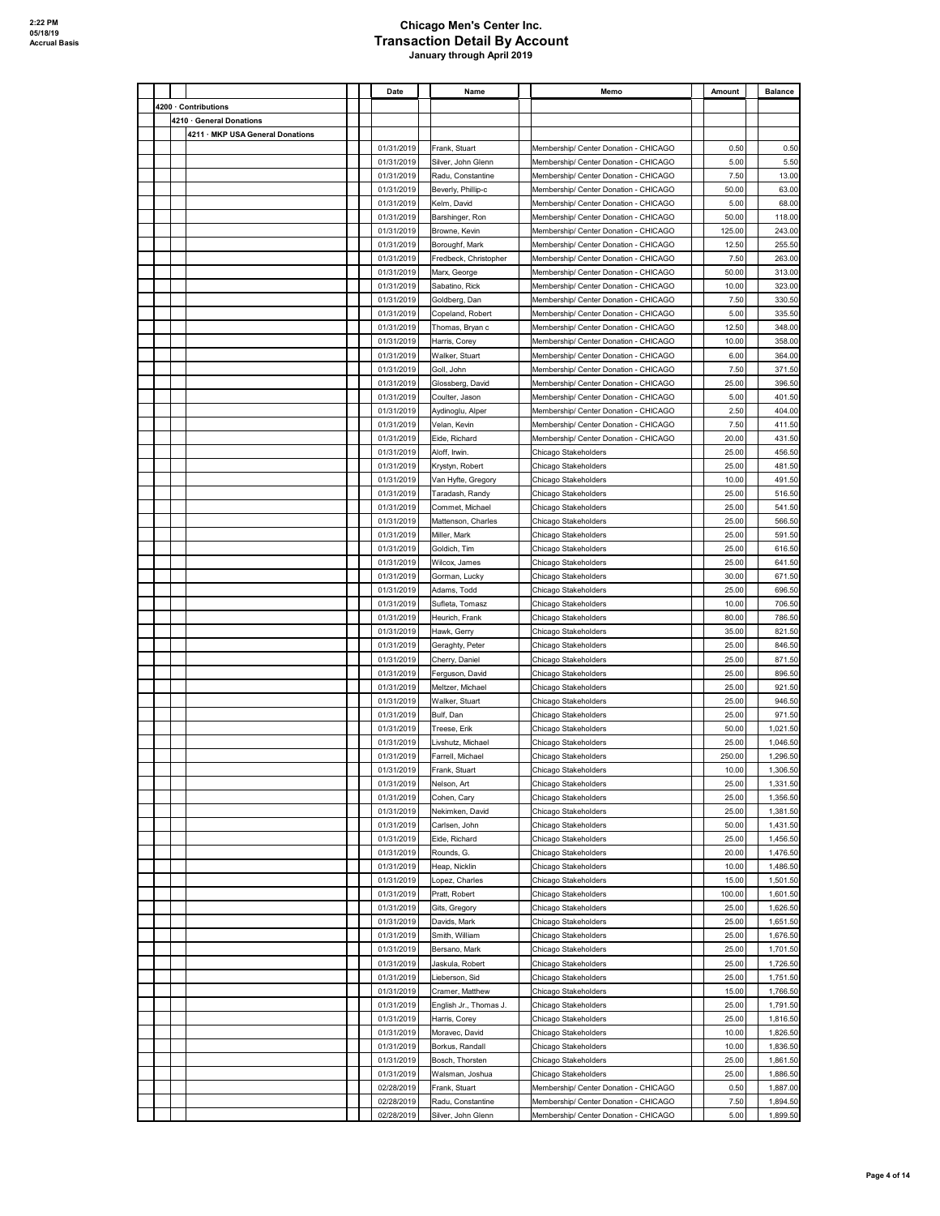# Chicago Men's Center Inc.
## Transaction Detail By Account
### January through April 2019

2:22 PM
05/18/19
Accrual Basis

| Account | Date | Name | Memo | Amount | Balance |
|---|---|---|---|---|---|
| 4200 · Contributions | | | | | |
| 4210 · General Donations | | | | | |
| 4211 · MKP USA General Donations | | | | | |
| | 01/31/2019 | Frank, Stuart | Membership/ Center Donation - CHICAGO | 0.50 | 0.50 |
| | 01/31/2019 | Silver, John Glenn | Membership/ Center Donation - CHICAGO | 5.00 | 5.50 |
| | 01/31/2019 | Radu, Constantine | Membership/ Center Donation - CHICAGO | 7.50 | 13.00 |
| | 01/31/2019 | Beverly, Phillip-c | Membership/ Center Donation - CHICAGO | 50.00 | 63.00 |
| | 01/31/2019 | Kelm, David | Membership/ Center Donation - CHICAGO | 5.00 | 68.00 |
| | 01/31/2019 | Barshinger, Ron | Membership/ Center Donation - CHICAGO | 50.00 | 118.00 |
| | 01/31/2019 | Browne, Kevin | Membership/ Center Donation - CHICAGO | 125.00 | 243.00 |
| | 01/31/2019 | Boroughf, Mark | Membership/ Center Donation - CHICAGO | 12.50 | 255.50 |
| | 01/31/2019 | Fredbeck, Christopher | Membership/ Center Donation - CHICAGO | 7.50 | 263.00 |
| | 01/31/2019 | Marx, George | Membership/ Center Donation - CHICAGO | 50.00 | 313.00 |
| | 01/31/2019 | Sabatino, Rick | Membership/ Center Donation - CHICAGO | 10.00 | 323.00 |
| | 01/31/2019 | Goldberg, Dan | Membership/ Center Donation - CHICAGO | 7.50 | 330.50 |
| | 01/31/2019 | Copeland, Robert | Membership/ Center Donation - CHICAGO | 5.00 | 335.50 |
| | 01/31/2019 | Thomas, Bryan c | Membership/ Center Donation - CHICAGO | 12.50 | 348.00 |
| | 01/31/2019 | Harris, Corey | Membership/ Center Donation - CHICAGO | 10.00 | 358.00 |
| | 01/31/2019 | Walker, Stuart | Membership/ Center Donation - CHICAGO | 6.00 | 364.00 |
| | 01/31/2019 | Goll, John | Membership/ Center Donation - CHICAGO | 7.50 | 371.50 |
| | 01/31/2019 | Glossberg, David | Membership/ Center Donation - CHICAGO | 25.00 | 396.50 |
| | 01/31/2019 | Coulter, Jason | Membership/ Center Donation - CHICAGO | 5.00 | 401.50 |
| | 01/31/2019 | Aydinoglu, Alper | Membership/ Center Donation - CHICAGO | 2.50 | 404.00 |
| | 01/31/2019 | Velan, Kevin | Membership/ Center Donation - CHICAGO | 7.50 | 411.50 |
| | 01/31/2019 | Eide, Richard | Membership/ Center Donation - CHICAGO | 20.00 | 431.50 |
| | 01/31/2019 | Aloff, Irwin. | Chicago Stakeholders | 25.00 | 456.50 |
| | 01/31/2019 | Krystyn, Robert | Chicago Stakeholders | 25.00 | 481.50 |
| | 01/31/2019 | Van Hyfte, Gregory | Chicago Stakeholders | 10.00 | 491.50 |
| | 01/31/2019 | Taradash, Randy | Chicago Stakeholders | 25.00 | 516.50 |
| | 01/31/2019 | Commet, Michael | Chicago Stakeholders | 25.00 | 541.50 |
| | 01/31/2019 | Mattenson, Charles | Chicago Stakeholders | 25.00 | 566.50 |
| | 01/31/2019 | Miller, Mark | Chicago Stakeholders | 25.00 | 591.50 |
| | 01/31/2019 | Goldich, Tim | Chicago Stakeholders | 25.00 | 616.50 |
| | 01/31/2019 | Wilcox, James | Chicago Stakeholders | 25.00 | 641.50 |
| | 01/31/2019 | Gorman, Lucky | Chicago Stakeholders | 30.00 | 671.50 |
| | 01/31/2019 | Adams, Todd | Chicago Stakeholders | 25.00 | 696.50 |
| | 01/31/2019 | Sufleta, Tomasz | Chicago Stakeholders | 10.00 | 706.50 |
| | 01/31/2019 | Heurich, Frank | Chicago Stakeholders | 80.00 | 786.50 |
| | 01/31/2019 | Hawk, Gerry | Chicago Stakeholders | 35.00 | 821.50 |
| | 01/31/2019 | Geraghty, Peter | Chicago Stakeholders | 25.00 | 846.50 |
| | 01/31/2019 | Cherry, Daniel | Chicago Stakeholders | 25.00 | 871.50 |
| | 01/31/2019 | Ferguson, David | Chicago Stakeholders | 25.00 | 896.50 |
| | 01/31/2019 | Meltzer, Michael | Chicago Stakeholders | 25.00 | 921.50 |
| | 01/31/2019 | Walker, Stuart | Chicago Stakeholders | 25.00 | 946.50 |
| | 01/31/2019 | Bulf, Dan | Chicago Stakeholders | 25.00 | 971.50 |
| | 01/31/2019 | Treese, Erik | Chicago Stakeholders | 50.00 | 1,021.50 |
| | 01/31/2019 | Livshutz, Michael | Chicago Stakeholders | 25.00 | 1,046.50 |
| | 01/31/2019 | Farrell, Michael | Chicago Stakeholders | 250.00 | 1,296.50 |
| | 01/31/2019 | Frank, Stuart | Chicago Stakeholders | 10.00 | 1,306.50 |
| | 01/31/2019 | Nelson, Art | Chicago Stakeholders | 25.00 | 1,331.50 |
| | 01/31/2019 | Cohen, Cary | Chicago Stakeholders | 25.00 | 1,356.50 |
| | 01/31/2019 | Nekimken, David | Chicago Stakeholders | 25.00 | 1,381.50 |
| | 01/31/2019 | Carlsen, John | Chicago Stakeholders | 50.00 | 1,431.50 |
| | 01/31/2019 | Eide, Richard | Chicago Stakeholders | 25.00 | 1,456.50 |
| | 01/31/2019 | Rounds, G. | Chicago Stakeholders | 20.00 | 1,476.50 |
| | 01/31/2019 | Heap, Nicklin | Chicago Stakeholders | 10.00 | 1,486.50 |
| | 01/31/2019 | Lopez, Charles | Chicago Stakeholders | 15.00 | 1,501.50 |
| | 01/31/2019 | Pratt, Robert | Chicago Stakeholders | 100.00 | 1,601.50 |
| | 01/31/2019 | Gits, Gregory | Chicago Stakeholders | 25.00 | 1,626.50 |
| | 01/31/2019 | Davids, Mark | Chicago Stakeholders | 25.00 | 1,651.50 |
| | 01/31/2019 | Smith, William | Chicago Stakeholders | 25.00 | 1,676.50 |
| | 01/31/2019 | Bersano, Mark | Chicago Stakeholders | 25.00 | 1,701.50 |
| | 01/31/2019 | Jaskula, Robert | Chicago Stakeholders | 25.00 | 1,726.50 |
| | 01/31/2019 | Lieberson, Sid | Chicago Stakeholders | 25.00 | 1,751.50 |
| | 01/31/2019 | Cramer, Matthew | Chicago Stakeholders | 15.00 | 1,766.50 |
| | 01/31/2019 | English Jr., Thomas J. | Chicago Stakeholders | 25.00 | 1,791.50 |
| | 01/31/2019 | Harris, Corey | Chicago Stakeholders | 25.00 | 1,816.50 |
| | 01/31/2019 | Moravec, David | Chicago Stakeholders | 10.00 | 1,826.50 |
| | 01/31/2019 | Borkus, Randall | Chicago Stakeholders | 10.00 | 1,836.50 |
| | 01/31/2019 | Bosch, Thorsten | Chicago Stakeholders | 25.00 | 1,861.50 |
| | 01/31/2019 | Walsman, Joshua | Chicago Stakeholders | 25.00 | 1,886.50 |
| | 02/28/2019 | Frank, Stuart | Membership/ Center Donation - CHICAGO | 0.50 | 1,887.00 |
| | 02/28/2019 | Radu, Constantine | Membership/ Center Donation - CHICAGO | 7.50 | 1,894.50 |
| | 02/28/2019 | Silver, John Glenn | Membership/ Center Donation - CHICAGO | 5.00 | 1,899.50 |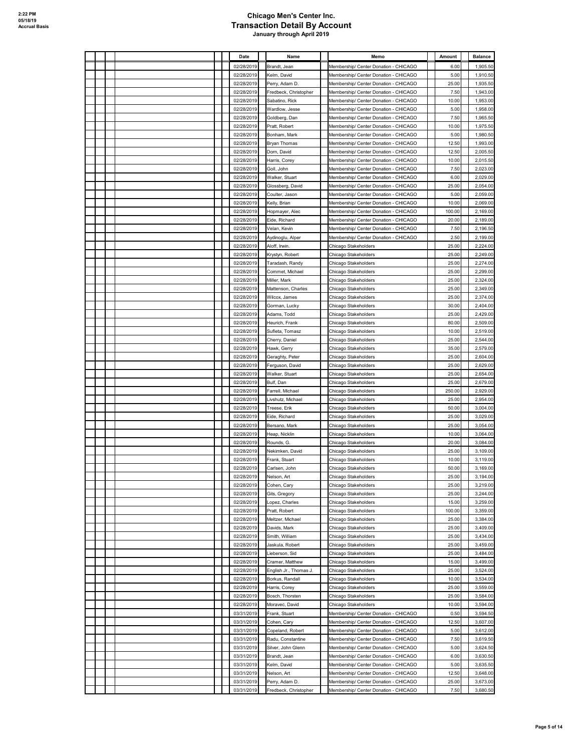# Chicago Men's Center Inc.
## Transaction Detail By Account
### January through April 2019

2:22 PM
05/18/19
Accrual Basis

| Date | Name | Memo | Amount | Balance |
|---|---|---|---|---|
| 02/28/2019 | Brandt, Jean | Membership/ Center Donation - CHICAGO | 6.00 | 1,905.50 |
| 02/28/2019 | Kelm, David | Membership/ Center Donation - CHICAGO | 5.00 | 1,910.50 |
| 02/28/2019 | Perry, Adam D. | Membership/ Center Donation - CHICAGO | 25.00 | 1,935.50 |
| 02/28/2019 | Fredbeck, Christopher | Membership/ Center Donation - CHICAGO | 7.50 | 1,943.00 |
| 02/28/2019 | Sabatino, Rick | Membership/ Center Donation - CHICAGO | 10.00 | 1,953.00 |
| 02/28/2019 | Wardlow, Jesse | Membership/ Center Donation - CHICAGO | 5.00 | 1,958.00 |
| 02/28/2019 | Goldberg, Dan | Membership/ Center Donation - CHICAGO | 7.50 | 1,965.50 |
| 02/28/2019 | Pratt, Robert | Membership/ Center Donation - CHICAGO | 10.00 | 1,975.50 |
| 02/28/2019 | Bonham, Mark | Membership/ Center Donation - CHICAGO | 5.00 | 1,980.50 |
| 02/28/2019 | Bryan Thomas | Membership/ Center Donation - CHICAGO | 12.50 | 1,993.00 |
| 02/28/2019 | Dorn, David | Membership/ Center Donation - CHICAGO | 12.50 | 2,005.50 |
| 02/28/2019 | Harris, Corey | Membership/ Center Donation - CHICAGO | 10.00 | 2,015.50 |
| 02/28/2019 | Goll, John | Membership/ Center Donation - CHICAGO | 7.50 | 2,023.00 |
| 02/28/2019 | Walker, Stuart | Membership/ Center Donation - CHICAGO | 6.00 | 2,029.00 |
| 02/28/2019 | Glossberg, David | Membership/ Center Donation - CHICAGO | 25.00 | 2,054.00 |
| 02/28/2019 | Coulter, Jason | Membership/ Center Donation - CHICAGO | 5.00 | 2,059.00 |
| 02/28/2019 | Kelly, Brian | Membership/ Center Donation - CHICAGO | 10.00 | 2,069.00 |
| 02/28/2019 | Hopmayer, Alec | Membership/ Center Donation - CHICAGO | 100.00 | 2,169.00 |
| 02/28/2019 | Eide, Richard | Membership/ Center Donation - CHICAGO | 20.00 | 2,189.00 |
| 02/28/2019 | Velan, Kevin | Membership/ Center Donation - CHICAGO | 7.50 | 2,196.50 |
| 02/28/2019 | Aydinoglu, Alper | Membership/ Center Donation - CHICAGO | 2.50 | 2,199.00 |
| 02/28/2019 | Aloff, Irwin. | Chicago Stakeholders | 25.00 | 2,224.00 |
| 02/28/2019 | Krystyn, Robert | Chicago Stakeholders | 25.00 | 2,249.00 |
| 02/28/2019 | Taradash, Randy | Chicago Stakeholders | 25.00 | 2,274.00 |
| 02/28/2019 | Commet, Michael | Chicago Stakeholders | 25.00 | 2,299.00 |
| 02/28/2019 | Miller, Mark | Chicago Stakeholders | 25.00 | 2,324.00 |
| 02/28/2019 | Mattenson, Charles | Chicago Stakeholders | 25.00 | 2,349.00 |
| 02/28/2019 | Wilcox, James | Chicago Stakeholders | 25.00 | 2,374.00 |
| 02/28/2019 | Gorman, Lucky | Chicago Stakeholders | 30.00 | 2,404.00 |
| 02/28/2019 | Adams, Todd | Chicago Stakeholders | 25.00 | 2,429.00 |
| 02/28/2019 | Heurich, Frank | Chicago Stakeholders | 80.00 | 2,509.00 |
| 02/28/2019 | Sufleta, Tomasz | Chicago Stakeholders | 10.00 | 2,519.00 |
| 02/28/2019 | Cherry, Daniel | Chicago Stakeholders | 25.00 | 2,544.00 |
| 02/28/2019 | Hawk, Gerry | Chicago Stakeholders | 35.00 | 2,579.00 |
| 02/28/2019 | Geraghty, Peter | Chicago Stakeholders | 25.00 | 2,604.00 |
| 02/28/2019 | Ferguson, David | Chicago Stakeholders | 25.00 | 2,629.00 |
| 02/28/2019 | Walker, Stuart | Chicago Stakeholders | 25.00 | 2,654.00 |
| 02/28/2019 | Bulf, Dan | Chicago Stakeholders | 25.00 | 2,679.00 |
| 02/28/2019 | Farrell, Michael | Chicago Stakeholders | 250.00 | 2,929.00 |
| 02/28/2019 | Livshutz, Michael | Chicago Stakeholders | 25.00 | 2,954.00 |
| 02/28/2019 | Treese, Erik | Chicago Stakeholders | 50.00 | 3,004.00 |
| 02/28/2019 | Eide, Richard | Chicago Stakeholders | 25.00 | 3,029.00 |
| 02/28/2019 | Bersano, Mark | Chicago Stakeholders | 25.00 | 3,054.00 |
| 02/28/2019 | Heap, Nicklin | Chicago Stakeholders | 10.00 | 3,064.00 |
| 02/28/2019 | Rounds, G. | Chicago Stakeholders | 20.00 | 3,084.00 |
| 02/28/2019 | Nekimken, David | Chicago Stakeholders | 25.00 | 3,109.00 |
| 02/28/2019 | Frank, Stuart | Chicago Stakeholders | 10.00 | 3,119.00 |
| 02/28/2019 | Carlsen, John | Chicago Stakeholders | 50.00 | 3,169.00 |
| 02/28/2019 | Nelson, Art | Chicago Stakeholders | 25.00 | 3,194.00 |
| 02/28/2019 | Cohen, Cary | Chicago Stakeholders | 25.00 | 3,219.00 |
| 02/28/2019 | Gits, Gregory | Chicago Stakeholders | 25.00 | 3,244.00 |
| 02/28/2019 | Lopez, Charles | Chicago Stakeholders | 15.00 | 3,259.00 |
| 02/28/2019 | Pratt, Robert | Chicago Stakeholders | 100.00 | 3,359.00 |
| 02/28/2019 | Meltzer, Michael | Chicago Stakeholders | 25.00 | 3,384.00 |
| 02/28/2019 | Davids, Mark | Chicago Stakeholders | 25.00 | 3,409.00 |
| 02/28/2019 | Smith, William | Chicago Stakeholders | 25.00 | 3,434.00 |
| 02/28/2019 | Jaskula, Robert | Chicago Stakeholders | 25.00 | 3,459.00 |
| 02/28/2019 | Lieberson, Sid | Chicago Stakeholders | 25.00 | 3,484.00 |
| 02/28/2019 | Cramer, Matthew | Chicago Stakeholders | 15.00 | 3,499.00 |
| 02/28/2019 | English Jr., Thomas J. | Chicago Stakeholders | 25.00 | 3,524.00 |
| 02/28/2019 | Borkus, Randall | Chicago Stakeholders | 10.00 | 3,534.00 |
| 02/28/2019 | Harris, Corey | Chicago Stakeholders | 25.00 | 3,559.00 |
| 02/28/2019 | Bosch, Thorsten | Chicago Stakeholders | 25.00 | 3,584.00 |
| 02/28/2019 | Moravec, David | Chicago Stakeholders | 10.00 | 3,594.00 |
| 03/31/2019 | Frank, Stuart | Membership/ Center Donation - CHICAGO | 0.50 | 3,594.50 |
| 03/31/2019 | Cohen, Cary | Membership/ Center Donation - CHICAGO | 12.50 | 3,607.00 |
| 03/31/2019 | Copeland, Robert | Membership/ Center Donation - CHICAGO | 5.00 | 3,612.00 |
| 03/31/2019 | Radu, Constantine | Membership/ Center Donation - CHICAGO | 7.50 | 3,619.50 |
| 03/31/2019 | Silver, John Glenn | Membership/ Center Donation - CHICAGO | 5.00 | 3,624.50 |
| 03/31/2019 | Brandt, Jean | Membership/ Center Donation - CHICAGO | 6.00 | 3,630.50 |
| 03/31/2019 | Kelm, David | Membership/ Center Donation - CHICAGO | 5.00 | 3,635.50 |
| 03/31/2019 | Nelson, Art | Membership/ Center Donation - CHICAGO | 12.50 | 3,648.00 |
| 03/31/2019 | Perry, Adam D. | Membership/ Center Donation - CHICAGO | 25.00 | 3,673.00 |
| 03/31/2019 | Fredbeck, Christopher | Membership/ Center Donation - CHICAGO | 7.50 | 3,680.50 |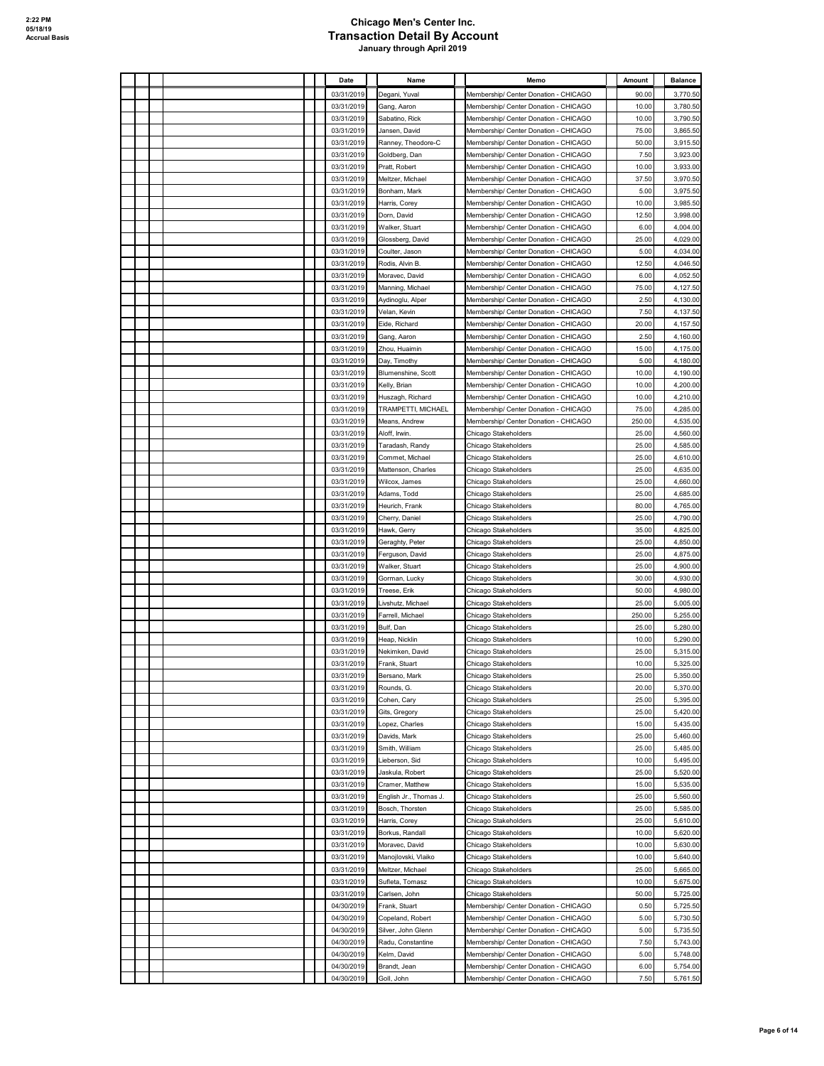# Chicago Men's Center Inc.

## Transaction Detail By Account

**January through April 2019**

2:22 PM
05/18/19
Accrual Basis

| Date | Name | Memo | Amount | Balance |
|---|---|---|---|---|
| 03/31/2019 | Degani, Yuval | Membership/ Center Donation - CHICAGO | 90.00 | 3,770.50 |
| 03/31/2019 | Gang, Aaron | Membership/ Center Donation - CHICAGO | 10.00 | 3,780.50 |
| 03/31/2019 | Sabatino, Rick | Membership/ Center Donation - CHICAGO | 10.00 | 3,790.50 |
| 03/31/2019 | Jansen, David | Membership/ Center Donation - CHICAGO | 75.00 | 3,865.50 |
| 03/31/2019 | Ranney, Theodore-C | Membership/ Center Donation - CHICAGO | 50.00 | 3,915.50 |
| 03/31/2019 | Goldberg, Dan | Membership/ Center Donation - CHICAGO | 7.50 | 3,923.00 |
| 03/31/2019 | Pratt, Robert | Membership/ Center Donation - CHICAGO | 10.00 | 3,933.00 |
| 03/31/2019 | Meltzer, Michael | Membership/ Center Donation - CHICAGO | 37.50 | 3,970.50 |
| 03/31/2019 | Bonham, Mark | Membership/ Center Donation - CHICAGO | 5.00 | 3,975.50 |
| 03/31/2019 | Harris, Corey | Membership/ Center Donation - CHICAGO | 10.00 | 3,985.50 |
| 03/31/2019 | Dorn, David | Membership/ Center Donation - CHICAGO | 12.50 | 3,998.00 |
| 03/31/2019 | Walker, Stuart | Membership/ Center Donation - CHICAGO | 6.00 | 4,004.00 |
| 03/31/2019 | Glossberg, David | Membership/ Center Donation - CHICAGO | 25.00 | 4,029.00 |
| 03/31/2019 | Coulter, Jason | Membership/ Center Donation - CHICAGO | 5.00 | 4,034.00 |
| 03/31/2019 | Rodis, Alvin B. | Membership/ Center Donation - CHICAGO | 12.50 | 4,046.50 |
| 03/31/2019 | Moravec, David | Membership/ Center Donation - CHICAGO | 6.00 | 4,052.50 |
| 03/31/2019 | Manning, Michael | Membership/ Center Donation - CHICAGO | 75.00 | 4,127.50 |
| 03/31/2019 | Aydinoglu, Alper | Membership/ Center Donation - CHICAGO | 2.50 | 4,130.00 |
| 03/31/2019 | Velan, Kevin | Membership/ Center Donation - CHICAGO | 7.50 | 4,137.50 |
| 03/31/2019 | Eide, Richard | Membership/ Center Donation - CHICAGO | 20.00 | 4,157.50 |
| 03/31/2019 | Gang, Aaron | Membership/ Center Donation - CHICAGO | 2.50 | 4,160.00 |
| 03/31/2019 | Zhou, Huaimin | Membership/ Center Donation - CHICAGO | 15.00 | 4,175.00 |
| 03/31/2019 | Day, Timothy | Membership/ Center Donation - CHICAGO | 5.00 | 4,180.00 |
| 03/31/2019 | Blumenshine, Scott | Membership/ Center Donation - CHICAGO | 10.00 | 4,190.00 |
| 03/31/2019 | Kelly, Brian | Membership/ Center Donation - CHICAGO | 10.00 | 4,200.00 |
| 03/31/2019 | Huszagh, Richard | Membership/ Center Donation - CHICAGO | 10.00 | 4,210.00 |
| 03/31/2019 | TRAMPETTI, MICHAEL | Membership/ Center Donation - CHICAGO | 75.00 | 4,285.00 |
| 03/31/2019 | Means, Andrew | Membership/ Center Donation - CHICAGO | 250.00 | 4,535.00 |
| 03/31/2019 | Aloff, Irwin. | Chicago Stakeholders | 25.00 | 4,560.00 |
| 03/31/2019 | Taradash, Randy | Chicago Stakeholders | 25.00 | 4,585.00 |
| 03/31/2019 | Commet, Michael | Chicago Stakeholders | 25.00 | 4,610.00 |
| 03/31/2019 | Mattenson, Charles | Chicago Stakeholders | 25.00 | 4,635.00 |
| 03/31/2019 | Wilcox, James | Chicago Stakeholders | 25.00 | 4,660.00 |
| 03/31/2019 | Adams, Todd | Chicago Stakeholders | 25.00 | 4,685.00 |
| 03/31/2019 | Heurich, Frank | Chicago Stakeholders | 80.00 | 4,765.00 |
| 03/31/2019 | Cherry, Daniel | Chicago Stakeholders | 25.00 | 4,790.00 |
| 03/31/2019 | Hawk, Gerry | Chicago Stakeholders | 35.00 | 4,825.00 |
| 03/31/2019 | Geraghty, Peter | Chicago Stakeholders | 25.00 | 4,850.00 |
| 03/31/2019 | Ferguson, David | Chicago Stakeholders | 25.00 | 4,875.00 |
| 03/31/2019 | Walker, Stuart | Chicago Stakeholders | 25.00 | 4,900.00 |
| 03/31/2019 | Gorman, Lucky | Chicago Stakeholders | 30.00 | 4,930.00 |
| 03/31/2019 | Treese, Erik | Chicago Stakeholders | 50.00 | 4,980.00 |
| 03/31/2019 | Livshutz, Michael | Chicago Stakeholders | 25.00 | 5,005.00 |
| 03/31/2019 | Farrell, Michael | Chicago Stakeholders | 250.00 | 5,255.00 |
| 03/31/2019 | Bulf, Dan | Chicago Stakeholders | 25.00 | 5,280.00 |
| 03/31/2019 | Heap, Nicklin | Chicago Stakeholders | 10.00 | 5,290.00 |
| 03/31/2019 | Nekimken, David | Chicago Stakeholders | 25.00 | 5,315.00 |
| 03/31/2019 | Frank, Stuart | Chicago Stakeholders | 10.00 | 5,325.00 |
| 03/31/2019 | Bersano, Mark | Chicago Stakeholders | 25.00 | 5,350.00 |
| 03/31/2019 | Rounds, G. | Chicago Stakeholders | 20.00 | 5,370.00 |
| 03/31/2019 | Cohen, Cary | Chicago Stakeholders | 25.00 | 5,395.00 |
| 03/31/2019 | Gits, Gregory | Chicago Stakeholders | 25.00 | 5,420.00 |
| 03/31/2019 | Lopez, Charles | Chicago Stakeholders | 15.00 | 5,435.00 |
| 03/31/2019 | Davids, Mark | Chicago Stakeholders | 25.00 | 5,460.00 |
| 03/31/2019 | Smith, William | Chicago Stakeholders | 25.00 | 5,485.00 |
| 03/31/2019 | Lieberson, Sid | Chicago Stakeholders | 10.00 | 5,495.00 |
| 03/31/2019 | Jaskula, Robert | Chicago Stakeholders | 25.00 | 5,520.00 |
| 03/31/2019 | Cramer, Matthew | Chicago Stakeholders | 15.00 | 5,535.00 |
| 03/31/2019 | English Jr., Thomas J. | Chicago Stakeholders | 25.00 | 5,560.00 |
| 03/31/2019 | Bosch, Thorsten | Chicago Stakeholders | 25.00 | 5,585.00 |
| 03/31/2019 | Harris, Corey | Chicago Stakeholders | 25.00 | 5,610.00 |
| 03/31/2019 | Borkus, Randall | Chicago Stakeholders | 10.00 | 5,620.00 |
| 03/31/2019 | Moravec, David | Chicago Stakeholders | 10.00 | 5,630.00 |
| 03/31/2019 | Manojlovski, Vlaiko | Chicago Stakeholders | 10.00 | 5,640.00 |
| 03/31/2019 | Meltzer, Michael | Chicago Stakeholders | 25.00 | 5,665.00 |
| 03/31/2019 | Sufieta, Tomasz | Chicago Stakeholders | 10.00 | 5,675.00 |
| 03/31/2019 | Carlsen, John | Chicago Stakeholders | 50.00 | 5,725.00 |
| 04/30/2019 | Frank, Stuart | Membership/ Center Donation - CHICAGO | 0.50 | 5,725.50 |
| 04/30/2019 | Copeland, Robert | Membership/ Center Donation - CHICAGO | 5.00 | 5,730.50 |
| 04/30/2019 | Silver, John Glenn | Membership/ Center Donation - CHICAGO | 5.00 | 5,735.50 |
| 04/30/2019 | Radu, Constantine | Membership/ Center Donation - CHICAGO | 7.50 | 5,743.00 |
| 04/30/2019 | Kelm, David | Membership/ Center Donation - CHICAGO | 5.00 | 5,748.00 |
| 04/30/2019 | Brandt, Jean | Membership/ Center Donation - CHICAGO | 6.00 | 5,754.00 |
| 04/30/2019 | Goll, John | Membership/ Center Donation - CHICAGO | 7.50 | 5,761.50 |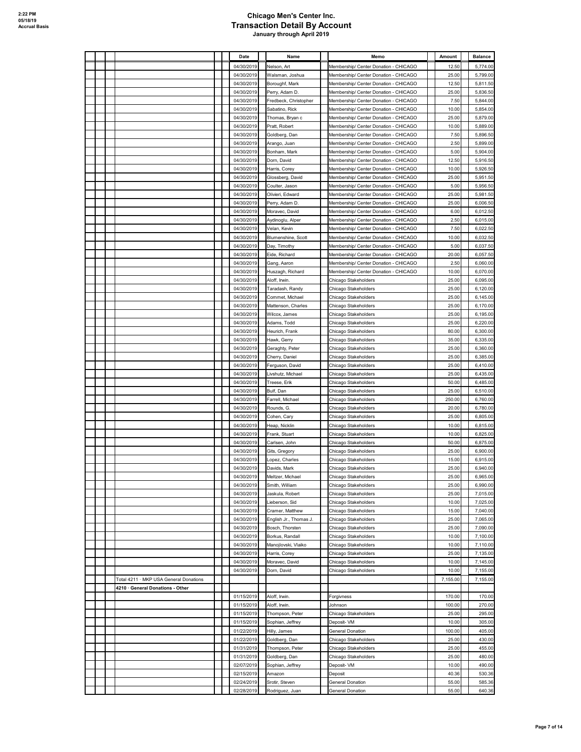# Chicago Men's Center Inc.
## Transaction Detail By Account
### January through April 2019

2:22 PM
05/18/19
Accrual Basis

| | Date | Name | Memo | Amount | Balance |
|---|---|---|---|---|---|
| | 04/30/2019 | Nelson, Art | Membership/ Center Donation - CHICAGO | 12.50 | 5,774.00 |
| | 04/30/2019 | Walsman, Joshua | Membership/ Center Donation - CHICAGO | 25.00 | 5,799.00 |
| | 04/30/2019 | Boroughf, Mark | Membership/ Center Donation - CHICAGO | 12.50 | 5,811.50 |
| | 04/30/2019 | Perry, Adam D. | Membership/ Center Donation - CHICAGO | 25.00 | 5,836.50 |
| | 04/30/2019 | Fredbeck, Christopher | Membership/ Center Donation - CHICAGO | 7.50 | 5,844.00 |
| | 04/30/2019 | Sabatino, Rick | Membership/ Center Donation - CHICAGO | 10.00 | 5,854.00 |
| | 04/30/2019 | Thomas, Bryan c | Membership/ Center Donation - CHICAGO | 25.00 | 5,879.00 |
| | 04/30/2019 | Pratt, Robert | Membership/ Center Donation - CHICAGO | 10.00 | 5,889.00 |
| | 04/30/2019 | Goldberg, Dan | Membership/ Center Donation - CHICAGO | 7.50 | 5,896.50 |
| | 04/30/2019 | Arango, Juan | Membership/ Center Donation - CHICAGO | 2.50 | 5,899.00 |
| | 04/30/2019 | Bonham, Mark | Membership/ Center Donation - CHICAGO | 5.00 | 5,904.00 |
| | 04/30/2019 | Dorn, David | Membership/ Center Donation - CHICAGO | 12.50 | 5,916.50 |
| | 04/30/2019 | Harris, Corey | Membership/ Center Donation - CHICAGO | 10.00 | 5,926.50 |
| | 04/30/2019 | Glossberg, David | Membership/ Center Donation - CHICAGO | 25.00 | 5,951.50 |
| | 04/30/2019 | Coulter, Jason | Membership/ Center Donation - CHICAGO | 5.00 | 5,956.50 |
| | 04/30/2019 | Olivieri, Edward | Membership/ Center Donation - CHICAGO | 25.00 | 5,981.50 |
| | 04/30/2019 | Perry, Adam D. | Membership/ Center Donation - CHICAGO | 25.00 | 6,006.50 |
| | 04/30/2019 | Moravec, David | Membership/ Center Donation - CHICAGO | 6.00 | 6,012.50 |
| | 04/30/2019 | Aydinoglu, Alper | Membership/ Center Donation - CHICAGO | 2.50 | 6,015.00 |
| | 04/30/2019 | Velan, Kevin | Membership/ Center Donation - CHICAGO | 7.50 | 6,022.50 |
| | 04/30/2019 | Blumenshine, Scott | Membership/ Center Donation - CHICAGO | 10.00 | 6,032.50 |
| | 04/30/2019 | Day, Timothy | Membership/ Center Donation - CHICAGO | 5.00 | 6,037.50 |
| | 04/30/2019 | Eide, Richard | Membership/ Center Donation - CHICAGO | 20.00 | 6,057.50 |
| | 04/30/2019 | Gang, Aaron | Membership/ Center Donation - CHICAGO | 2.50 | 6,060.00 |
| | 04/30/2019 | Huszagh, Richard | Membership/ Center Donation - CHICAGO | 10.00 | 6,070.00 |
| | 04/30/2019 | Aloff, Irwin. | Chicago Stakeholders | 25.00 | 6,095.00 |
| | 04/30/2019 | Taradash, Randy | Chicago Stakeholders | 25.00 | 6,120.00 |
| | 04/30/2019 | Commet, Michael | Chicago Stakeholders | 25.00 | 6,145.00 |
| | 04/30/2019 | Mattenson, Charles | Chicago Stakeholders | 25.00 | 6,170.00 |
| | 04/30/2019 | Wilcox, James | Chicago Stakeholders | 25.00 | 6,195.00 |
| | 04/30/2019 | Adams, Todd | Chicago Stakeholders | 25.00 | 6,220.00 |
| | 04/30/2019 | Heurich, Frank | Chicago Stakeholders | 80.00 | 6,300.00 |
| | 04/30/2019 | Hawk, Gerry | Chicago Stakeholders | 35.00 | 6,335.00 |
| | 04/30/2019 | Geraghty, Peter | Chicago Stakeholders | 25.00 | 6,360.00 |
| | 04/30/2019 | Cherry, Daniel | Chicago Stakeholders | 25.00 | 6,385.00 |
| | 04/30/2019 | Ferguson, David | Chicago Stakeholders | 25.00 | 6,410.00 |
| | 04/30/2019 | Livshutz, Michael | Chicago Stakeholders | 25.00 | 6,435.00 |
| | 04/30/2019 | Treese, Erik | Chicago Stakeholders | 50.00 | 6,485.00 |
| | 04/30/2019 | Bulf, Dan | Chicago Stakeholders | 25.00 | 6,510.00 |
| | 04/30/2019 | Farrell, Michael | Chicago Stakeholders | 250.00 | 6,760.00 |
| | 04/30/2019 | Rounds, G. | Chicago Stakeholders | 20.00 | 6,780.00 |
| | 04/30/2019 | Cohen, Cary | Chicago Stakeholders | 25.00 | 6,805.00 |
| | 04/30/2019 | Heap, Nicklin | Chicago Stakeholders | 10.00 | 6,815.00 |
| | 04/30/2019 | Frank, Stuart | Chicago Stakeholders | 10.00 | 6,825.00 |
| | 04/30/2019 | Carlsen, John | Chicago Stakeholders | 50.00 | 6,875.00 |
| | 04/30/2019 | Gits, Gregory | Chicago Stakeholders | 25.00 | 6,900.00 |
| | 04/30/2019 | Lopez, Charles | Chicago Stakeholders | 15.00 | 6,915.00 |
| | 04/30/2019 | Davids, Mark | Chicago Stakeholders | 25.00 | 6,940.00 |
| | 04/30/2019 | Meltzer, Michael | Chicago Stakeholders | 25.00 | 6,965.00 |
| | 04/30/2019 | Smith, William | Chicago Stakeholders | 25.00 | 6,990.00 |
| | 04/30/2019 | Jaskula, Robert | Chicago Stakeholders | 25.00 | 7,015.00 |
| | 04/30/2019 | Lieberson, Sid | Chicago Stakeholders | 10.00 | 7,025.00 |
| | 04/30/2019 | Cramer, Matthew | Chicago Stakeholders | 15.00 | 7,040.00 |
| | 04/30/2019 | English Jr., Thomas J. | Chicago Stakeholders | 25.00 | 7,065.00 |
| | 04/30/2019 | Bosch, Thorsten | Chicago Stakeholders | 25.00 | 7,090.00 |
| | 04/30/2019 | Borkus, Randall | Chicago Stakeholders | 10.00 | 7,100.00 |
| | 04/30/2019 | Manojlovski, Vlaiko | Chicago Stakeholders | 10.00 | 7,110.00 |
| | 04/30/2019 | Harris, Corey | Chicago Stakeholders | 25.00 | 7,135.00 |
| | 04/30/2019 | Moravec, David | Chicago Stakeholders | 10.00 | 7,145.00 |
| | 04/30/2019 | Dorn, David | Chicago Stakeholders | 10.00 | 7,155.00 |
| Total 4211 · MKP USA General Donations | | | | 7,155.00 | 7,155.00 |
| **4210 · General Donations - Other** | | | | | |
| | 01/15/2019 | Aloff, Irwin. | Forgivness | 170.00 | 170.00 |
| | 01/15/2019 | Aloff, Irwin. | Johnson | 100.00 | 270.00 |
| | 01/15/2019 | Thompson, Peter | Chicago Stakeholders | 25.00 | 295.00 |
| | 01/15/2019 | Sophian, Jeffrey | Deposit- VM | 10.00 | 305.00 |
| | 01/22/2019 | Hilly, James | General Donation | 100.00 | 405.00 |
| | 01/22/2019 | Goldberg, Dan | Chicago Stakeholders | 25.00 | 430.00 |
| | 01/31/2019 | Thompson, Peter | Chicago Stakeholders | 25.00 | 455.00 |
| | 01/31/2019 | Goldberg, Dan | Chicago Stakeholders | 25.00 | 480.00 |
| | 02/07/2019 | Sophian, Jeffrey | Deposit- VM | 10.00 | 490.00 |
| | 02/15/2019 | Amazon | Deposit | 40.36 | 530.36 |
| | 02/24/2019 | Srotir, Steven | General Donation | 55.00 | 585.36 |
| | 02/28/2019 | Rodriguez, Juan | General Donation | 55.00 | 640.36 |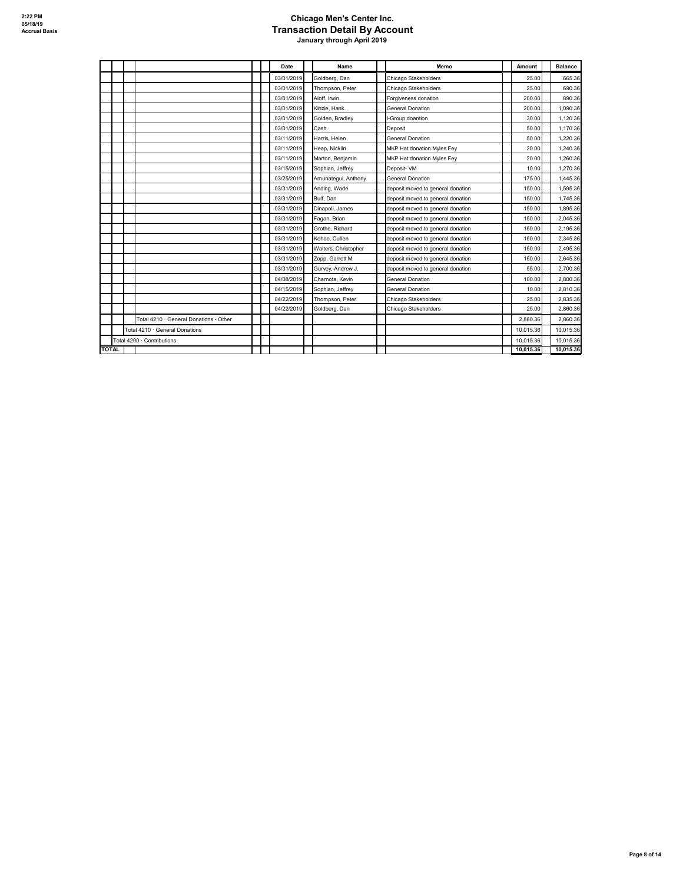2:22 PM
05/18/19
Accrual Basis

# Chicago Men's Center Inc.
## Transaction Detail By Account
### January through April 2019

| | Date | Name | Memo | Amount | Balance |
|---|---|---|---|---|---|
| | 03/01/2019 | Goldberg, Dan | Chicago Stakeholders | 25.00 | 665.36 |
| | 03/01/2019 | Thompson, Peter | Chicago Stakeholders | 25.00 | 690.36 |
| | 03/01/2019 | Aloff, Irwin. | Forgiveness donation | 200.00 | 890.36 |
| | 03/01/2019 | Kinzie, Hank. | General Donation | 200.00 | 1,090.36 |
| | 03/01/2019 | Golden, Bradley | I-Group doantion | 30.00 | 1,120.36 |
| | 03/01/2019 | Cash. | Deposit | 50.00 | 1,170.36 |
| | 03/11/2019 | Harris, Helen | General Donation | 50.00 | 1,220.36 |
| | 03/11/2019 | Heap, Nicklin | MKP Hat donation Myles Fey | 20.00 | 1,240.36 |
| | 03/11/2019 | Marton, Benjamin | MKP Hat donation Myles Fey | 20.00 | 1,260.36 |
| | 03/15/2019 | Sophian, Jeffrey | Deposit- VM | 10.00 | 1,270.36 |
| | 03/25/2019 | Amunategui, Anthony | General Donation | 175.00 | 1,445.36 |
| | 03/31/2019 | Anding, Wade | deposit moved to general donation | 150.00 | 1,595.36 |
| | 03/31/2019 | Bulf, Dan | deposit moved to general donation | 150.00 | 1,745.36 |
| | 03/31/2019 | Dinapoli, James | deposit moved to general donation | 150.00 | 1,895.36 |
| | 03/31/2019 | Fagan, Brian | deposit moved to general donation | 150.00 | 2,045.36 |
| | 03/31/2019 | Grothe, Richard | deposit moved to general donation | 150.00 | 2,195.36 |
| | 03/31/2019 | Kehoe, Cullen | deposit moved to general donation | 150.00 | 2,345.36 |
| | 03/31/2019 | Walters, Christopher | deposit moved to general donation | 150.00 | 2,495.36 |
| | 03/31/2019 | Zopp, Garrett M | deposit moved to general donation | 150.00 | 2,645.36 |
| | 03/31/2019 | Gurvey, Andrew J. | deposit moved to general donation | 55.00 | 2,700.36 |
| | 04/08/2019 | Charnota, Kevin | General Donation | 100.00 | 2,800.36 |
| | 04/15/2019 | Sophian, Jeffrey | General Donation | 10.00 | 2,810.36 |
| | 04/22/2019 | Thompson, Peter | Chicago Stakeholders | 25.00 | 2,835.36 |
| | 04/22/2019 | Goldberg, Dan | Chicago Stakeholders | 25.00 | 2,860.36 |
| Total 4210 · General Donations - Other | | | | 2,860.36 | 2,860.36 |
| Total 4210 · General Donations | | | | 10,015.36 | 10,015.36 |
| Total 4200 · Contributions | | | | 10,015.36 | 10,015.36 |
| **TOTAL** | | | | **10,015.36** | **10,015.36** |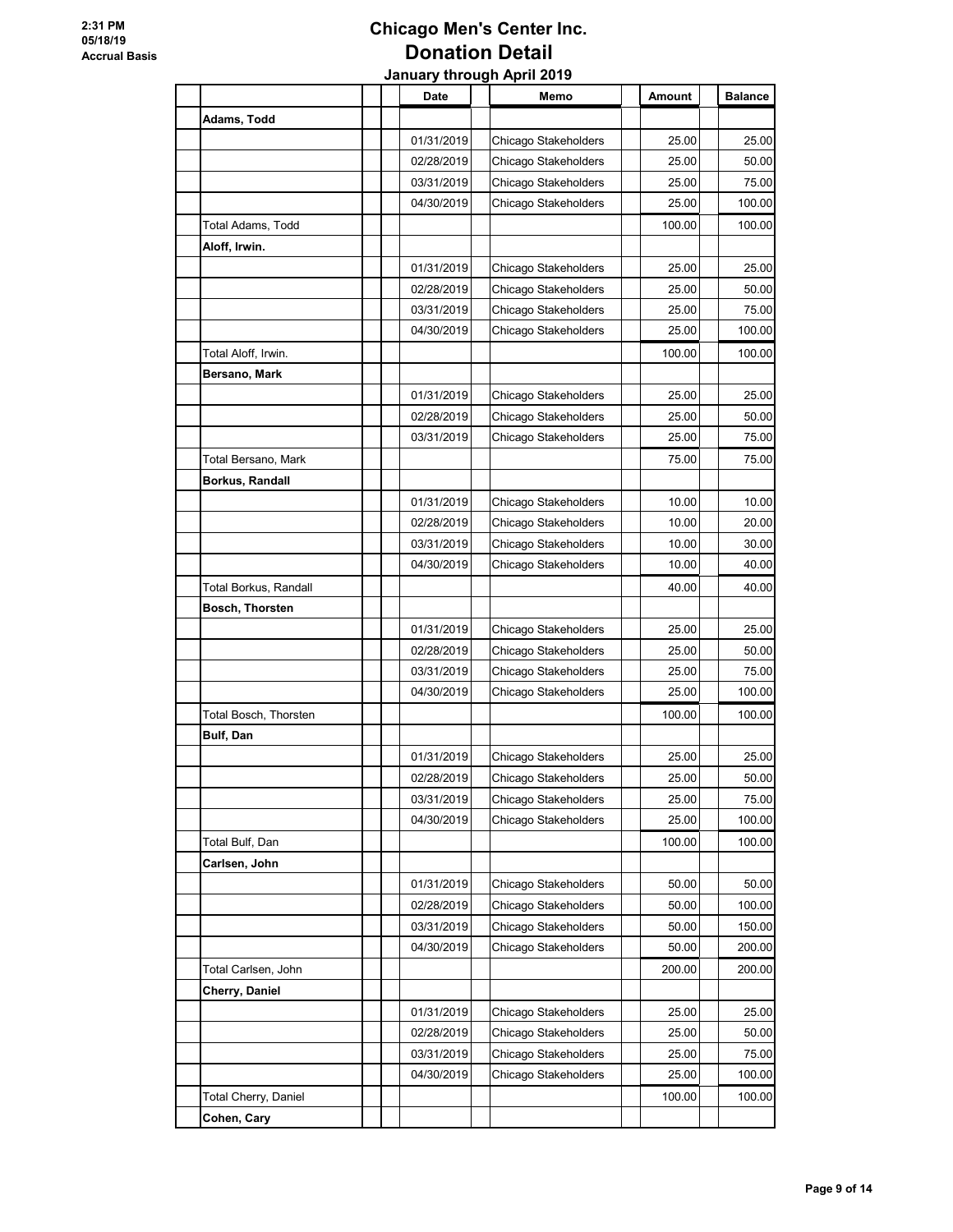# Chicago Men's Center Inc.
## Donation Detail
### January through April 2019

| | Date | Memo | Amount | Balance |
|---|---|---|---|---|
| **Adams, Todd** | | | | |
| | 01/31/2019 | Chicago Stakeholders | 25.00 | 25.00 |
| | 02/28/2019 | Chicago Stakeholders | 25.00 | 50.00 |
| | 03/31/2019 | Chicago Stakeholders | 25.00 | 75.00 |
| | 04/30/2019 | Chicago Stakeholders | 25.00 | 100.00 |
| Total Adams, Todd | | | 100.00 | 100.00 |
| **Aloff, Irwin.** | | | | |
| | 01/31/2019 | Chicago Stakeholders | 25.00 | 25.00 |
| | 02/28/2019 | Chicago Stakeholders | 25.00 | 50.00 |
| | 03/31/2019 | Chicago Stakeholders | 25.00 | 75.00 |
| | 04/30/2019 | Chicago Stakeholders | 25.00 | 100.00 |
| Total Aloff, Irwin. | | | 100.00 | 100.00 |
| **Bersano, Mark** | | | | |
| | 01/31/2019 | Chicago Stakeholders | 25.00 | 25.00 |
| | 02/28/2019 | Chicago Stakeholders | 25.00 | 50.00 |
| | 03/31/2019 | Chicago Stakeholders | 25.00 | 75.00 |
| Total Bersano, Mark | | | 75.00 | 75.00 |
| **Borkus, Randall** | | | | |
| | 01/31/2019 | Chicago Stakeholders | 10.00 | 10.00 |
| | 02/28/2019 | Chicago Stakeholders | 10.00 | 20.00 |
| | 03/31/2019 | Chicago Stakeholders | 10.00 | 30.00 |
| | 04/30/2019 | Chicago Stakeholders | 10.00 | 40.00 |
| Total Borkus, Randall | | | 40.00 | 40.00 |
| **Bosch, Thorsten** | | | | |
| | 01/31/2019 | Chicago Stakeholders | 25.00 | 25.00 |
| | 02/28/2019 | Chicago Stakeholders | 25.00 | 50.00 |
| | 03/31/2019 | Chicago Stakeholders | 25.00 | 75.00 |
| | 04/30/2019 | Chicago Stakeholders | 25.00 | 100.00 |
| Total Bosch, Thorsten | | | 100.00 | 100.00 |
| **Bulf, Dan** | | | | |
| | 01/31/2019 | Chicago Stakeholders | 25.00 | 25.00 |
| | 02/28/2019 | Chicago Stakeholders | 25.00 | 50.00 |
| | 03/31/2019 | Chicago Stakeholders | 25.00 | 75.00 |
| | 04/30/2019 | Chicago Stakeholders | 25.00 | 100.00 |
| Total Bulf, Dan | | | 100.00 | 100.00 |
| **Carlsen, John** | | | | |
| | 01/31/2019 | Chicago Stakeholders | 50.00 | 50.00 |
| | 02/28/2019 | Chicago Stakeholders | 50.00 | 100.00 |
| | 03/31/2019 | Chicago Stakeholders | 50.00 | 150.00 |
| | 04/30/2019 | Chicago Stakeholders | 50.00 | 200.00 |
| Total Carlsen, John | | | 200.00 | 200.00 |
| **Cherry, Daniel** | | | | |
| | 01/31/2019 | Chicago Stakeholders | 25.00 | 25.00 |
| | 02/28/2019 | Chicago Stakeholders | 25.00 | 50.00 |
| | 03/31/2019 | Chicago Stakeholders | 25.00 | 75.00 |
| | 04/30/2019 | Chicago Stakeholders | 25.00 | 100.00 |
| Total Cherry, Daniel | | | 100.00 | 100.00 |
| **Cohen, Cary** | | | | |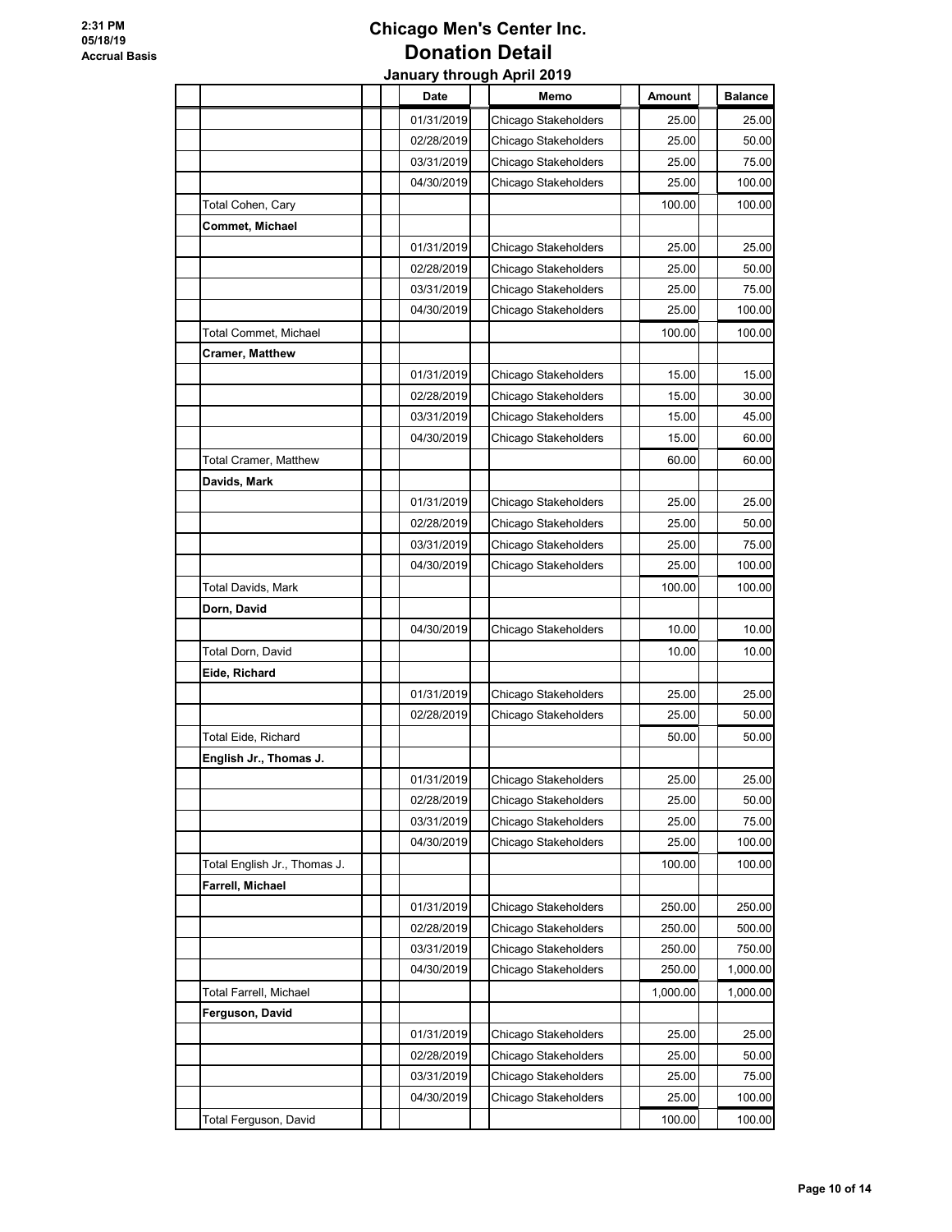# Chicago Men's Center Inc.

## Donation Detail

### January through April 2019

2:31 PM
05/18/19
Accrual Basis

| | Date | Memo | Amount | Balance |
|---|---|---|---|---|
| | 01/31/2019 | Chicago Stakeholders | 25.00 | 25.00 |
| | 02/28/2019 | Chicago Stakeholders | 25.00 | 50.00 |
| | 03/31/2019 | Chicago Stakeholders | 25.00 | 75.00 |
| | 04/30/2019 | Chicago Stakeholders | 25.00 | 100.00 |
| Total Cohen, Cary | | | 100.00 | 100.00 |
| **Commet, Michael** | | | | |
| | 01/31/2019 | Chicago Stakeholders | 25.00 | 25.00 |
| | 02/28/2019 | Chicago Stakeholders | 25.00 | 50.00 |
| | 03/31/2019 | Chicago Stakeholders | 25.00 | 75.00 |
| | 04/30/2019 | Chicago Stakeholders | 25.00 | 100.00 |
| Total Commet, Michael | | | 100.00 | 100.00 |
| **Cramer, Matthew** | | | | |
| | 01/31/2019 | Chicago Stakeholders | 15.00 | 15.00 |
| | 02/28/2019 | Chicago Stakeholders | 15.00 | 30.00 |
| | 03/31/2019 | Chicago Stakeholders | 15.00 | 45.00 |
| | 04/30/2019 | Chicago Stakeholders | 15.00 | 60.00 |
| Total Cramer, Matthew | | | 60.00 | 60.00 |
| **Davids, Mark** | | | | |
| | 01/31/2019 | Chicago Stakeholders | 25.00 | 25.00 |
| | 02/28/2019 | Chicago Stakeholders | 25.00 | 50.00 |
| | 03/31/2019 | Chicago Stakeholders | 25.00 | 75.00 |
| | 04/30/2019 | Chicago Stakeholders | 25.00 | 100.00 |
| Total Davids, Mark | | | 100.00 | 100.00 |
| **Dorn, David** | | | | |
| | 04/30/2019 | Chicago Stakeholders | 10.00 | 10.00 |
| Total Dorn, David | | | 10.00 | 10.00 |
| **Eide, Richard** | | | | |
| | 01/31/2019 | Chicago Stakeholders | 25.00 | 25.00 |
| | 02/28/2019 | Chicago Stakeholders | 25.00 | 50.00 |
| Total Eide, Richard | | | 50.00 | 50.00 |
| **English Jr., Thomas J.** | | | | |
| | 01/31/2019 | Chicago Stakeholders | 25.00 | 25.00 |
| | 02/28/2019 | Chicago Stakeholders | 25.00 | 50.00 |
| | 03/31/2019 | Chicago Stakeholders | 25.00 | 75.00 |
| | 04/30/2019 | Chicago Stakeholders | 25.00 | 100.00 |
| Total English Jr., Thomas J. | | | 100.00 | 100.00 |
| **Farrell, Michael** | | | | |
| | 01/31/2019 | Chicago Stakeholders | 250.00 | 250.00 |
| | 02/28/2019 | Chicago Stakeholders | 250.00 | 500.00 |
| | 03/31/2019 | Chicago Stakeholders | 250.00 | 750.00 |
| | 04/30/2019 | Chicago Stakeholders | 250.00 | 1,000.00 |
| Total Farrell, Michael | | | 1,000.00 | 1,000.00 |
| **Ferguson, David** | | | | |
| | 01/31/2019 | Chicago Stakeholders | 25.00 | 25.00 |
| | 02/28/2019 | Chicago Stakeholders | 25.00 | 50.00 |
| | 03/31/2019 | Chicago Stakeholders | 25.00 | 75.00 |
| | 04/30/2019 | Chicago Stakeholders | 25.00 | 100.00 |
| Total Ferguson, David | | | 100.00 | 100.00 |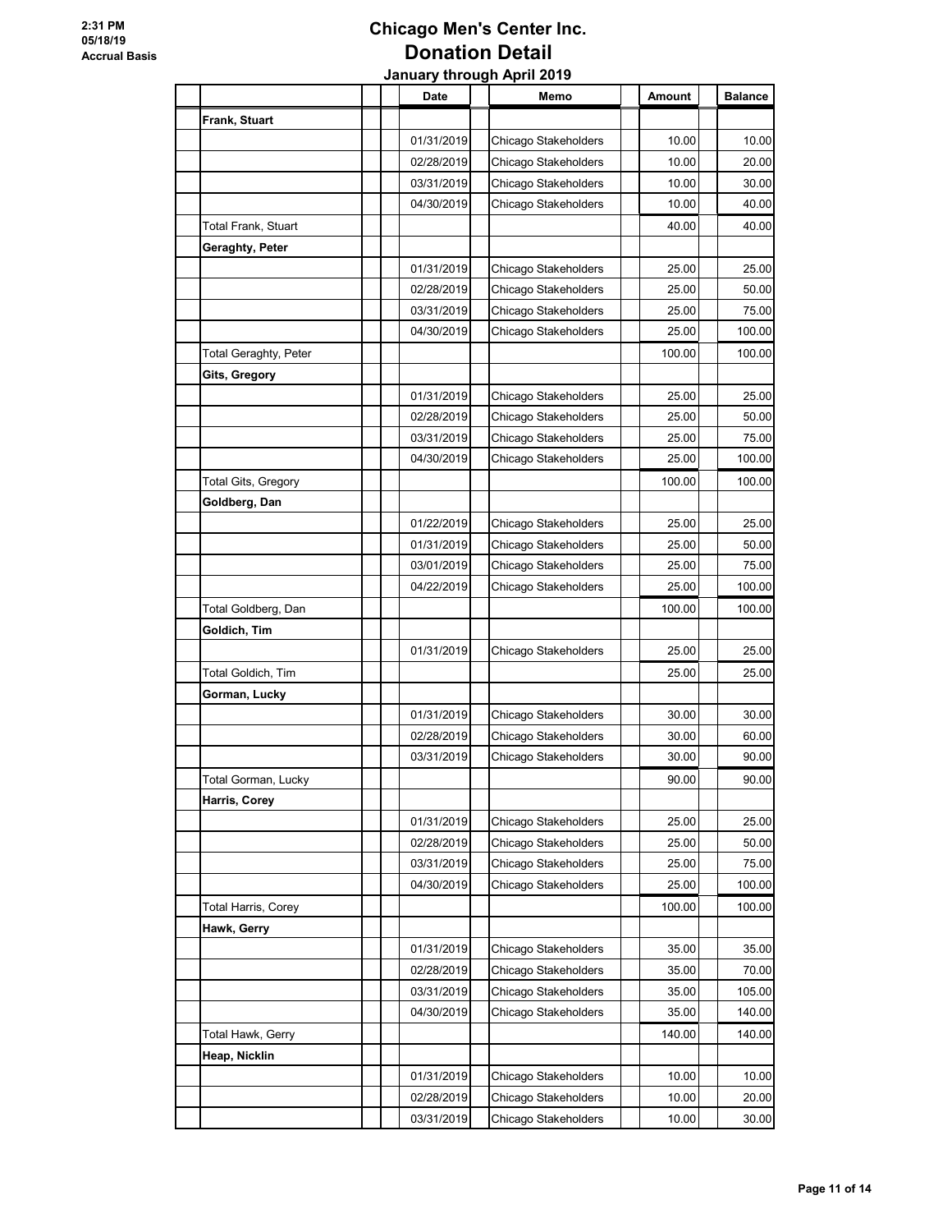# Chicago Men's Center Inc.

## Donation Detail

### January through April 2019

2:31 PM
05/18/19
Accrual Basis

| | Date | Memo | Amount | Balance |
|---|---|---|---|---|
| **Frank, Stuart** | | | | |
| | 01/31/2019 | Chicago Stakeholders | 10.00 | 10.00 |
| | 02/28/2019 | Chicago Stakeholders | 10.00 | 20.00 |
| | 03/31/2019 | Chicago Stakeholders | 10.00 | 30.00 |
| | 04/30/2019 | Chicago Stakeholders | 10.00 | 40.00 |
| Total Frank, Stuart | | | 40.00 | 40.00 |
| **Geraghty, Peter** | | | | |
| | 01/31/2019 | Chicago Stakeholders | 25.00 | 25.00 |
| | 02/28/2019 | Chicago Stakeholders | 25.00 | 50.00 |
| | 03/31/2019 | Chicago Stakeholders | 25.00 | 75.00 |
| | 04/30/2019 | Chicago Stakeholders | 25.00 | 100.00 |
| Total Geraghty, Peter | | | 100.00 | 100.00 |
| **Gits, Gregory** | | | | |
| | 01/31/2019 | Chicago Stakeholders | 25.00 | 25.00 |
| | 02/28/2019 | Chicago Stakeholders | 25.00 | 50.00 |
| | 03/31/2019 | Chicago Stakeholders | 25.00 | 75.00 |
| | 04/30/2019 | Chicago Stakeholders | 25.00 | 100.00 |
| Total Gits, Gregory | | | 100.00 | 100.00 |
| **Goldberg, Dan** | | | | |
| | 01/22/2019 | Chicago Stakeholders | 25.00 | 25.00 |
| | 01/31/2019 | Chicago Stakeholders | 25.00 | 50.00 |
| | 03/01/2019 | Chicago Stakeholders | 25.00 | 75.00 |
| | 04/22/2019 | Chicago Stakeholders | 25.00 | 100.00 |
| Total Goldberg, Dan | | | 100.00 | 100.00 |
| **Goldich, Tim** | | | | |
| | 01/31/2019 | Chicago Stakeholders | 25.00 | 25.00 |
| Total Goldich, Tim | | | 25.00 | 25.00 |
| **Gorman, Lucky** | | | | |
| | 01/31/2019 | Chicago Stakeholders | 30.00 | 30.00 |
| | 02/28/2019 | Chicago Stakeholders | 30.00 | 60.00 |
| | 03/31/2019 | Chicago Stakeholders | 30.00 | 90.00 |
| Total Gorman, Lucky | | | 90.00 | 90.00 |
| **Harris, Corey** | | | | |
| | 01/31/2019 | Chicago Stakeholders | 25.00 | 25.00 |
| | 02/28/2019 | Chicago Stakeholders | 25.00 | 50.00 |
| | 03/31/2019 | Chicago Stakeholders | 25.00 | 75.00 |
| | 04/30/2019 | Chicago Stakeholders | 25.00 | 100.00 |
| Total Harris, Corey | | | 100.00 | 100.00 |
| **Hawk, Gerry** | | | | |
| | 01/31/2019 | Chicago Stakeholders | 35.00 | 35.00 |
| | 02/28/2019 | Chicago Stakeholders | 35.00 | 70.00 |
| | 03/31/2019 | Chicago Stakeholders | 35.00 | 105.00 |
| | 04/30/2019 | Chicago Stakeholders | 35.00 | 140.00 |
| Total Hawk, Gerry | | | 140.00 | 140.00 |
| **Heap, Nicklin** | | | | |
| | 01/31/2019 | Chicago Stakeholders | 10.00 | 10.00 |
| | 02/28/2019 | Chicago Stakeholders | 10.00 | 20.00 |
| | 03/31/2019 | Chicago Stakeholders | 10.00 | 30.00 |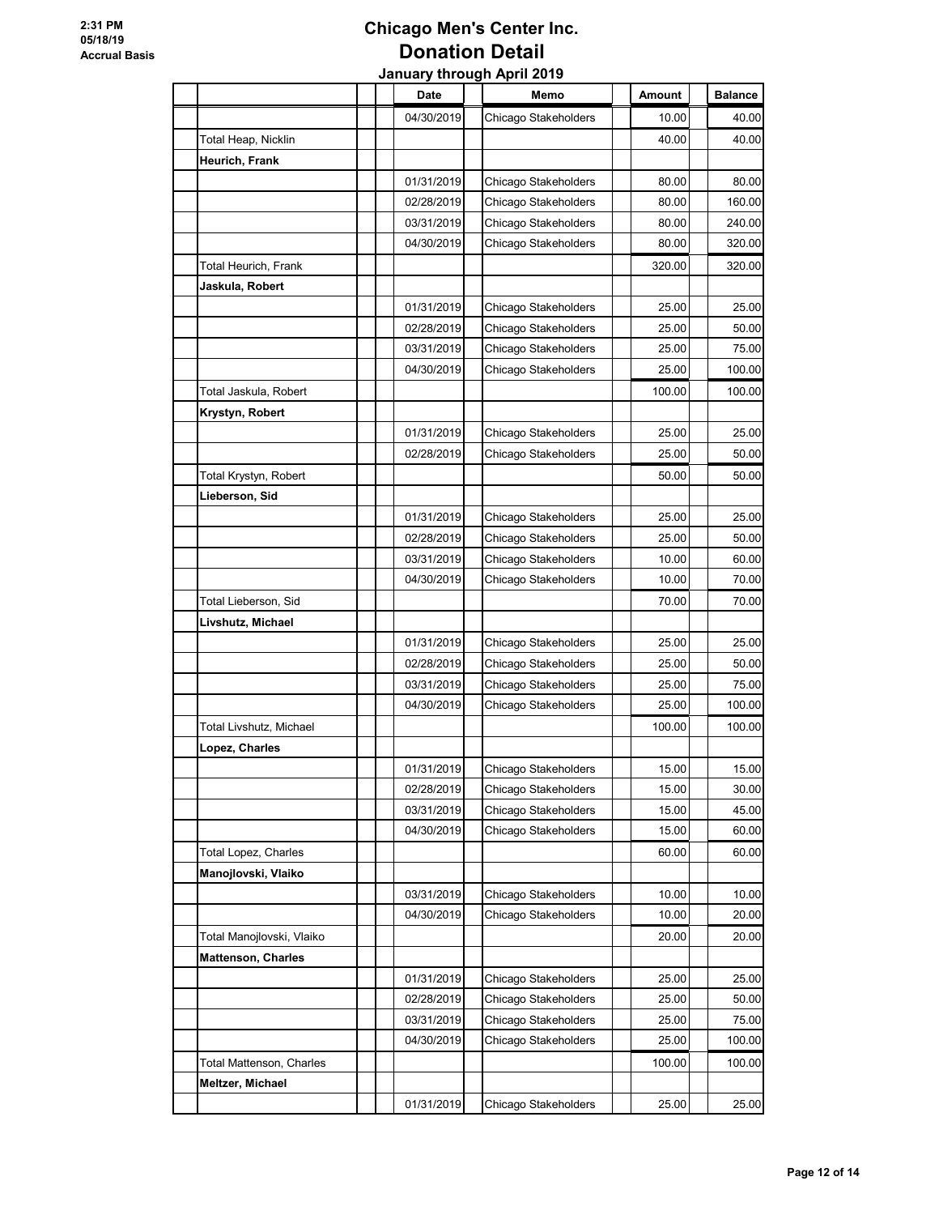# Chicago Men's Center Inc.

## Donation Detail

### January through April 2019

| | Date | Memo | Amount | Balance |
|---|---|---|---|---|
| | 04/30/2019 | Chicago Stakeholders | 10.00 | 40.00 |
| Total Heap, Nicklin | | | 40.00 | 40.00 |
| **Heurich, Frank** | | | | |
| | 01/31/2019 | Chicago Stakeholders | 80.00 | 80.00 |
| | 02/28/2019 | Chicago Stakeholders | 80.00 | 160.00 |
| | 03/31/2019 | Chicago Stakeholders | 80.00 | 240.00 |
| | 04/30/2019 | Chicago Stakeholders | 80.00 | 320.00 |
| Total Heurich, Frank | | | 320.00 | 320.00 |
| **Jaskula, Robert** | | | | |
| | 01/31/2019 | Chicago Stakeholders | 25.00 | 25.00 |
| | 02/28/2019 | Chicago Stakeholders | 25.00 | 50.00 |
| | 03/31/2019 | Chicago Stakeholders | 25.00 | 75.00 |
| | 04/30/2019 | Chicago Stakeholders | 25.00 | 100.00 |
| Total Jaskula, Robert | | | 100.00 | 100.00 |
| **Krystyn, Robert** | | | | |
| | 01/31/2019 | Chicago Stakeholders | 25.00 | 25.00 |
| | 02/28/2019 | Chicago Stakeholders | 25.00 | 50.00 |
| Total Krystyn, Robert | | | 50.00 | 50.00 |
| **Lieberson, Sid** | | | | |
| | 01/31/2019 | Chicago Stakeholders | 25.00 | 25.00 |
| | 02/28/2019 | Chicago Stakeholders | 25.00 | 50.00 |
| | 03/31/2019 | Chicago Stakeholders | 10.00 | 60.00 |
| | 04/30/2019 | Chicago Stakeholders | 10.00 | 70.00 |
| Total Lieberson, Sid | | | 70.00 | 70.00 |
| **Livshutz, Michael** | | | | |
| | 01/31/2019 | Chicago Stakeholders | 25.00 | 25.00 |
| | 02/28/2019 | Chicago Stakeholders | 25.00 | 50.00 |
| | 03/31/2019 | Chicago Stakeholders | 25.00 | 75.00 |
| | 04/30/2019 | Chicago Stakeholders | 25.00 | 100.00 |
| Total Livshutz, Michael | | | 100.00 | 100.00 |
| **Lopez, Charles** | | | | |
| | 01/31/2019 | Chicago Stakeholders | 15.00 | 15.00 |
| | 02/28/2019 | Chicago Stakeholders | 15.00 | 30.00 |
| | 03/31/2019 | Chicago Stakeholders | 15.00 | 45.00 |
| | 04/30/2019 | Chicago Stakeholders | 15.00 | 60.00 |
| Total Lopez, Charles | | | 60.00 | 60.00 |
| **Manojlovski, Vlaiko** | | | | |
| | 03/31/2019 | Chicago Stakeholders | 10.00 | 10.00 |
| | 04/30/2019 | Chicago Stakeholders | 10.00 | 20.00 |
| Total Manojlovski, Vlaiko | | | 20.00 | 20.00 |
| **Mattenson, Charles** | | | | |
| | 01/31/2019 | Chicago Stakeholders | 25.00 | 25.00 |
| | 02/28/2019 | Chicago Stakeholders | 25.00 | 50.00 |
| | 03/31/2019 | Chicago Stakeholders | 25.00 | 75.00 |
| | 04/30/2019 | Chicago Stakeholders | 25.00 | 100.00 |
| Total Mattenson, Charles | | | 100.00 | 100.00 |
| **Meltzer, Michael** | | | | |
| | 01/31/2019 | Chicago Stakeholders | 25.00 | 25.00 |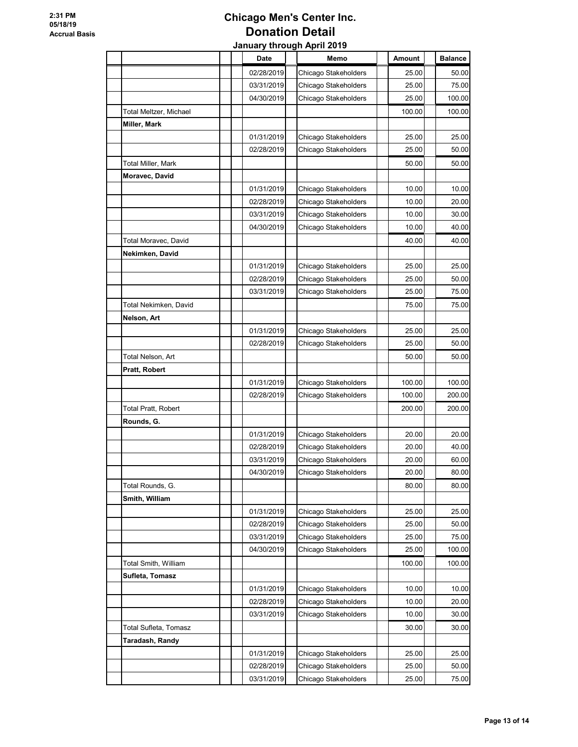# Chicago Men's Center Inc.

## Donation Detail

### January through April 2019

| | Date | Memo | Amount | Balance |
|---|---|---|---|---|
| | 02/28/2019 | Chicago Stakeholders | 25.00 | 50.00 |
| | 03/31/2019 | Chicago Stakeholders | 25.00 | 75.00 |
| | 04/30/2019 | Chicago Stakeholders | 25.00 | 100.00 |
| Total Meltzer, Michael | | | 100.00 | 100.00 |
| **Miller, Mark** | | | | |
| | 01/31/2019 | Chicago Stakeholders | 25.00 | 25.00 |
| | 02/28/2019 | Chicago Stakeholders | 25.00 | 50.00 |
| Total Miller, Mark | | | 50.00 | 50.00 |
| **Moravec, David** | | | | |
| | 01/31/2019 | Chicago Stakeholders | 10.00 | 10.00 |
| | 02/28/2019 | Chicago Stakeholders | 10.00 | 20.00 |
| | 03/31/2019 | Chicago Stakeholders | 10.00 | 30.00 |
| | 04/30/2019 | Chicago Stakeholders | 10.00 | 40.00 |
| Total Moravec, David | | | 40.00 | 40.00 |
| **Nekimken, David** | | | | |
| | 01/31/2019 | Chicago Stakeholders | 25.00 | 25.00 |
| | 02/28/2019 | Chicago Stakeholders | 25.00 | 50.00 |
| | 03/31/2019 | Chicago Stakeholders | 25.00 | 75.00 |
| Total Nekimken, David | | | 75.00 | 75.00 |
| **Nelson, Art** | | | | |
| | 01/31/2019 | Chicago Stakeholders | 25.00 | 25.00 |
| | 02/28/2019 | Chicago Stakeholders | 25.00 | 50.00 |
| Total Nelson, Art | | | 50.00 | 50.00 |
| **Pratt, Robert** | | | | |
| | 01/31/2019 | Chicago Stakeholders | 100.00 | 100.00 |
| | 02/28/2019 | Chicago Stakeholders | 100.00 | 200.00 |
| Total Pratt, Robert | | | 200.00 | 200.00 |
| **Rounds, G.** | | | | |
| | 01/31/2019 | Chicago Stakeholders | 20.00 | 20.00 |
| | 02/28/2019 | Chicago Stakeholders | 20.00 | 40.00 |
| | 03/31/2019 | Chicago Stakeholders | 20.00 | 60.00 |
| | 04/30/2019 | Chicago Stakeholders | 20.00 | 80.00 |
| Total Rounds, G. | | | 80.00 | 80.00 |
| **Smith, William** | | | | |
| | 01/31/2019 | Chicago Stakeholders | 25.00 | 25.00 |
| | 02/28/2019 | Chicago Stakeholders | 25.00 | 50.00 |
| | 03/31/2019 | Chicago Stakeholders | 25.00 | 75.00 |
| | 04/30/2019 | Chicago Stakeholders | 25.00 | 100.00 |
| Total Smith, William | | | 100.00 | 100.00 |
| **Sufleta, Tomasz** | | | | |
| | 01/31/2019 | Chicago Stakeholders | 10.00 | 10.00 |
| | 02/28/2019 | Chicago Stakeholders | 10.00 | 20.00 |
| | 03/31/2019 | Chicago Stakeholders | 10.00 | 30.00 |
| Total Sufleta, Tomasz | | | 30.00 | 30.00 |
| **Taradash, Randy** | | | | |
| | 01/31/2019 | Chicago Stakeholders | 25.00 | 25.00 |
| | 02/28/2019 | Chicago Stakeholders | 25.00 | 50.00 |
| | 03/31/2019 | Chicago Stakeholders | 25.00 | 75.00 |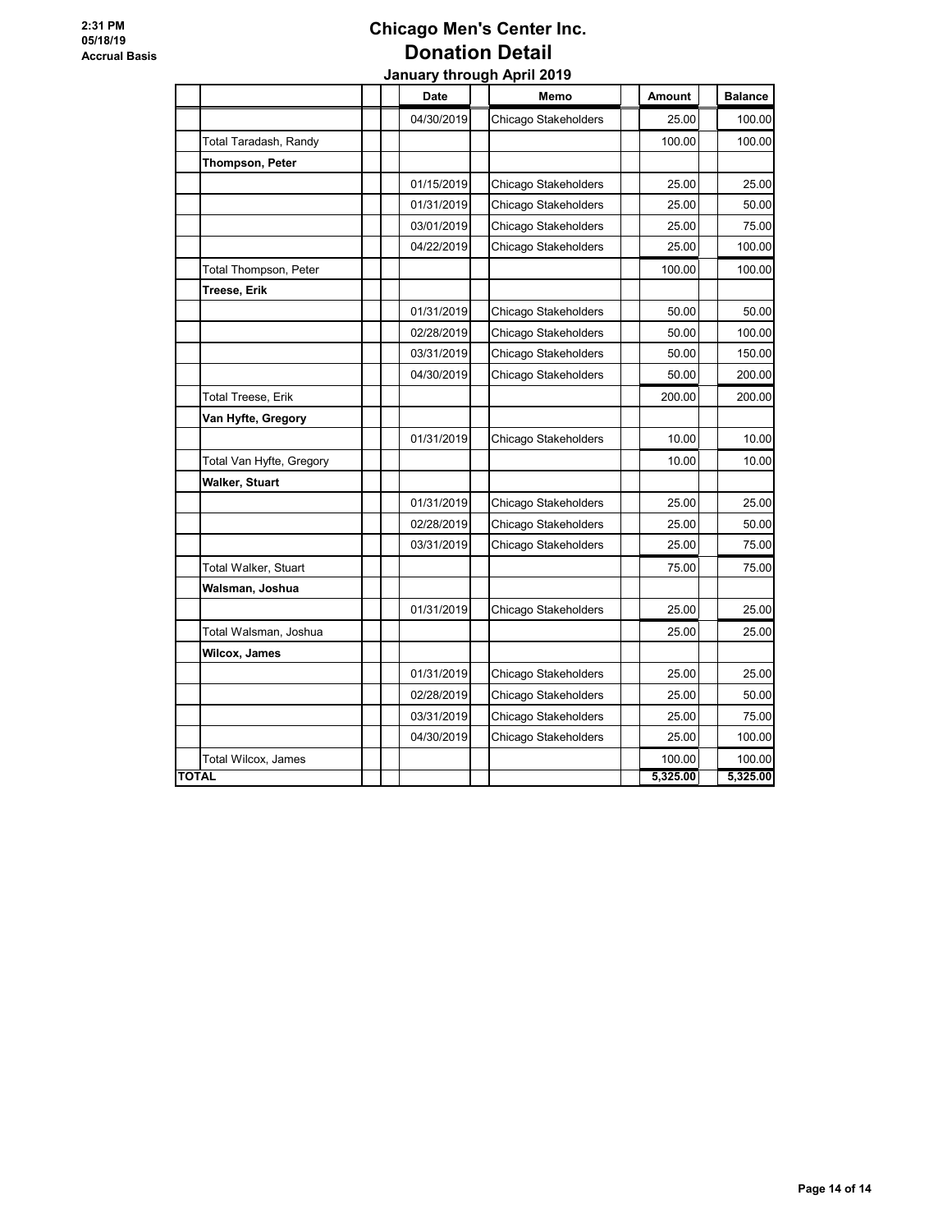# Chicago Men's Center Inc.
## Donation Detail
### January through April 2019

2:31 PM
05/18/19
Accrual Basis

| | Date | Memo | Amount | Balance |
|---|---|---|---|---|
| | 04/30/2019 | Chicago Stakeholders | 25.00 | 100.00 |
| Total Taradash, Randy | | | 100.00 | 100.00 |
| **Thompson, Peter** | | | | |
| | 01/15/2019 | Chicago Stakeholders | 25.00 | 25.00 |
| | 01/31/2019 | Chicago Stakeholders | 25.00 | 50.00 |
| | 03/01/2019 | Chicago Stakeholders | 25.00 | 75.00 |
| | 04/22/2019 | Chicago Stakeholders | 25.00 | 100.00 |
| Total Thompson, Peter | | | 100.00 | 100.00 |
| **Treese, Erik** | | | | |
| | 01/31/2019 | Chicago Stakeholders | 50.00 | 50.00 |
| | 02/28/2019 | Chicago Stakeholders | 50.00 | 100.00 |
| | 03/31/2019 | Chicago Stakeholders | 50.00 | 150.00 |
| | 04/30/2019 | Chicago Stakeholders | 50.00 | 200.00 |
| Total Treese, Erik | | | 200.00 | 200.00 |
| **Van Hyfte, Gregory** | | | | |
| | 01/31/2019 | Chicago Stakeholders | 10.00 | 10.00 |
| Total Van Hyfte, Gregory | | | 10.00 | 10.00 |
| **Walker, Stuart** | | | | |
| | 01/31/2019 | Chicago Stakeholders | 25.00 | 25.00 |
| | 02/28/2019 | Chicago Stakeholders | 25.00 | 50.00 |
| | 03/31/2019 | Chicago Stakeholders | 25.00 | 75.00 |
| Total Walker, Stuart | | | 75.00 | 75.00 |
| **Walsman, Joshua** | | | | |
| | 01/31/2019 | Chicago Stakeholders | 25.00 | 25.00 |
| Total Walsman, Joshua | | | 25.00 | 25.00 |
| **Wilcox, James** | | | | |
| | 01/31/2019 | Chicago Stakeholders | 25.00 | 25.00 |
| | 02/28/2019 | Chicago Stakeholders | 25.00 | 50.00 |
| | 03/31/2019 | Chicago Stakeholders | 25.00 | 75.00 |
| | 04/30/2019 | Chicago Stakeholders | 25.00 | 100.00 |
| Total Wilcox, James | | | 100.00 | 100.00 |
| **TOTAL** | | | **5,325.00** | **5,325.00** |